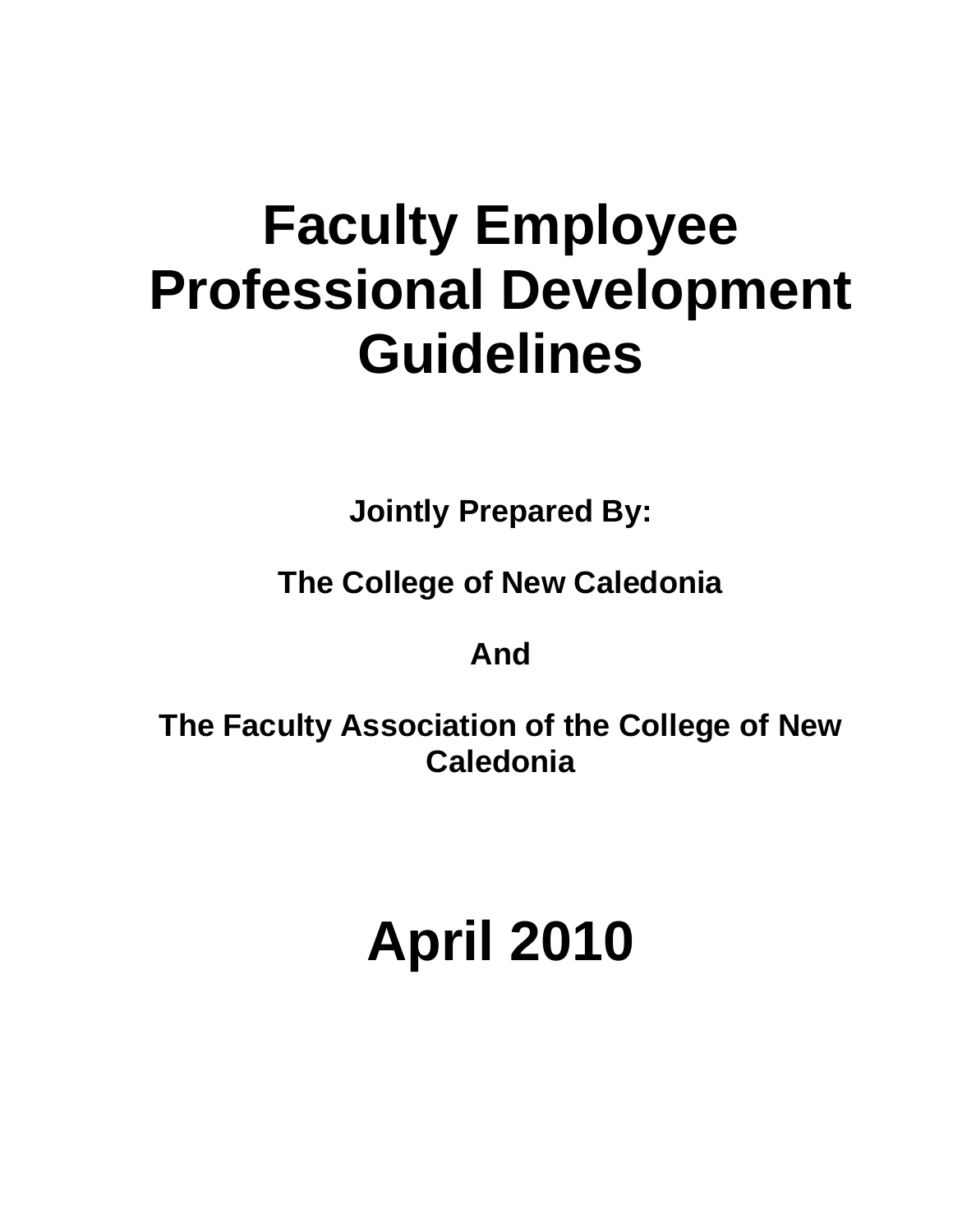# Faculty Employee Professional Development Guidelines

**Jointly Prepared By:**

**The College of New Caledonia**

**And**

**The Faculty Association of the College of New Caledonia**

# April 2010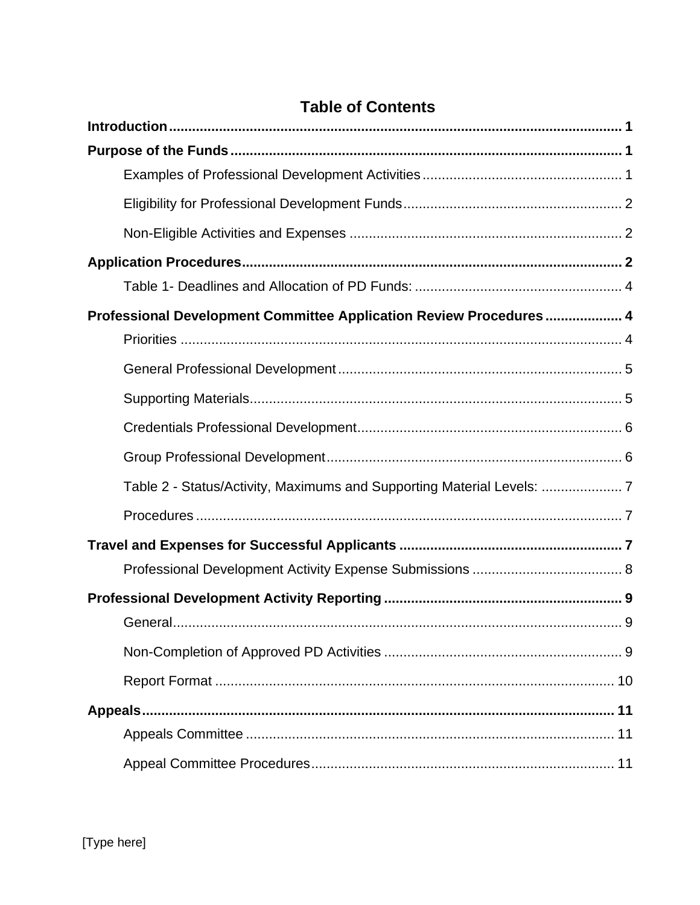## Table of Contents

**Introduction** ..... **1**

**Purpose of the Funds** ..... **1**

- Examples of Professional Development Activities ..... 1
- Eligibility for Professional Development Funds ..... 2
- Non-Eligible Activities and Expenses ..... 2

**Application Procedures** ..... **2**

- Table 1- Deadlines and Allocation of PD Funds: ..... 4

**Professional Development Committee Application Review Procedures** ..... **4**

- Priorities ..... 4
- General Professional Development ..... 5
- Supporting Materials ..... 5
- Credentials Professional Development ..... 6
- Group Professional Development ..... 6
- Table 2 - Status/Activity, Maximums and Supporting Material Levels: ..... 7
- Procedures ..... 7

**Travel and Expenses for Successful Applicants** ..... **7**

- Professional Development Activity Expense Submissions ..... 8

**Professional Development Activity Reporting** ..... **9**

- General ..... 9
- Non-Completion of Approved PD Activities ..... 9
- Report Format ..... 10

**Appeals** ..... **11**

- Appeals Committee ..... 11
- Appeal Committee Procedures ..... 11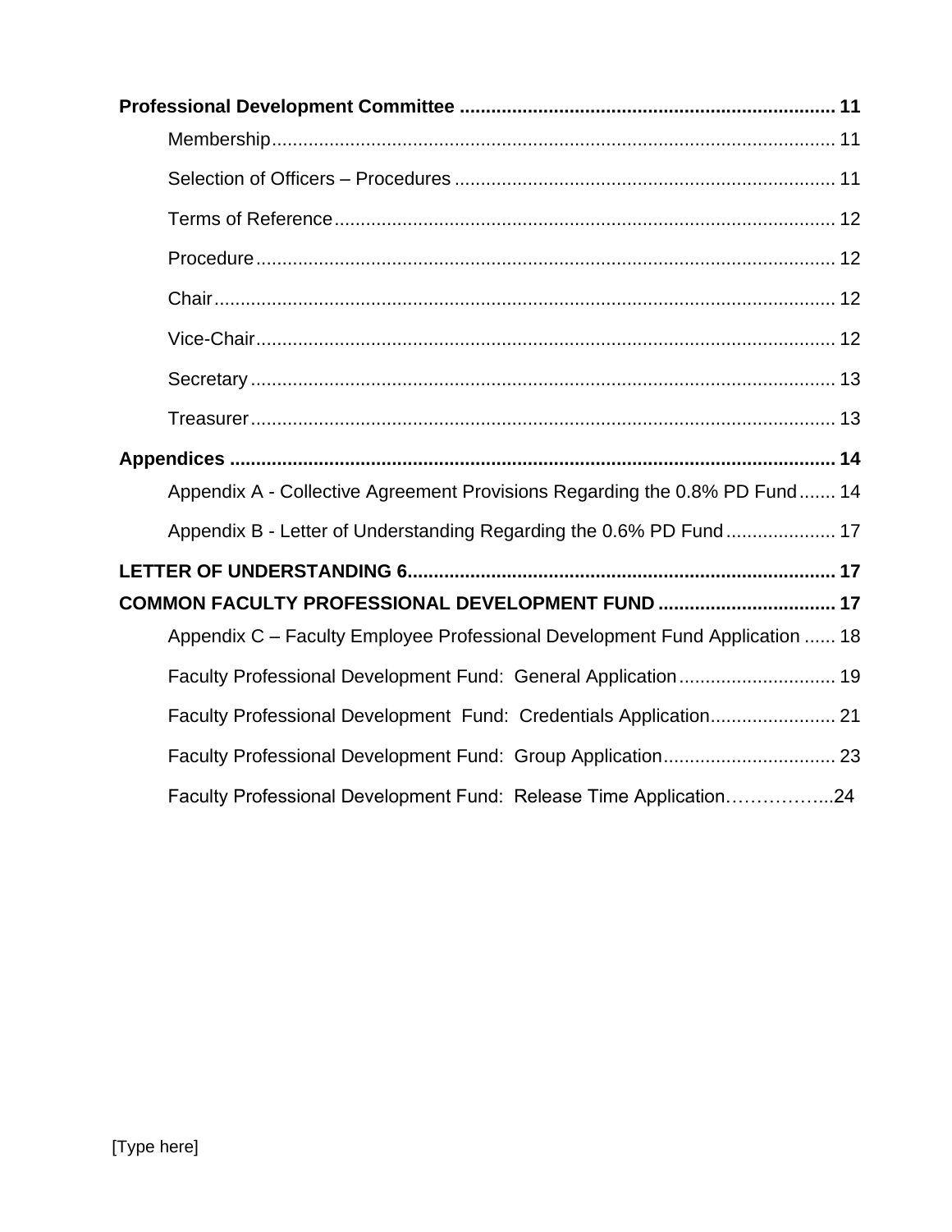**Professional Development Committee** ..................................................................... **11**

- Membership ......................................................................................................... 11
- Selection of Officers – Procedures ........................................................................ 11
- Terms of Reference ............................................................................................. 12
- Procedure ........................................................................................................... 12
- Chair ................................................................................................................... 12
- Vice-Chair ............................................................................................................ 12
- Secretary ............................................................................................................. 13
- Treasurer ............................................................................................................. 13

**Appendices** ................................................................................................................ **14**

- Appendix A - Collective Agreement Provisions Regarding the 0.8% PD Fund ....... 14
- Appendix B - Letter of Understanding Regarding the 0.6% PD Fund .................... 17

**LETTER OF UNDERSTANDING 6** ................................................................................ **17**

**COMMON FACULTY PROFESSIONAL DEVELOPMENT FUND** .................................. **17**

- Appendix C – Faculty Employee Professional Development Fund Application ...... 18
- Faculty Professional Development Fund: General Application ............................. 19
- Faculty Professional Development Fund: Credentials Application ....................... 21
- Faculty Professional Development Fund: Group Application ................................ 23
- Faculty Professional Development Fund: Release Time Application……………...24

[Type here]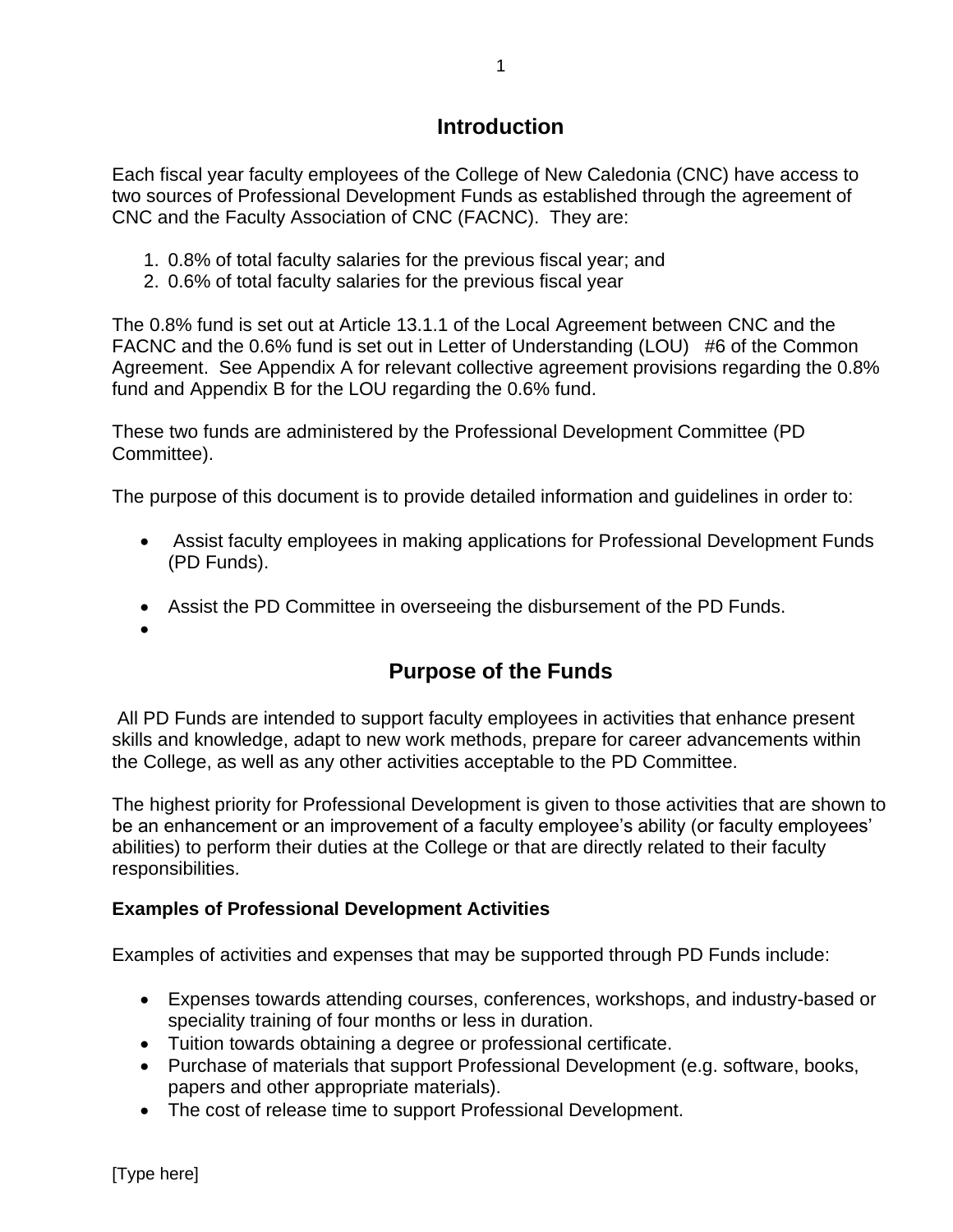## Introduction

Each fiscal year faculty employees of the College of New Caledonia (CNC) have access to two sources of Professional Development Funds as established through the agreement of CNC and the Faculty Association of CNC (FACNC). They are:

1. 0.8% of total faculty salaries for the previous fiscal year; and
2. 0.6% of total faculty salaries for the previous fiscal year

The 0.8% fund is set out at Article 13.1.1 of the Local Agreement between CNC and the FACNC and the 0.6% fund is set out in Letter of Understanding (LOU) #6 of the Common Agreement. See Appendix A for relevant collective agreement provisions regarding the 0.8% fund and Appendix B for the LOU regarding the 0.6% fund.

These two funds are administered by the Professional Development Committee (PD Committee).

The purpose of this document is to provide detailed information and guidelines in order to:

- Assist faculty employees in making applications for Professional Development Funds (PD Funds).
- Assist the PD Committee in overseeing the disbursement of the PD Funds.

## Purpose of the Funds

All PD Funds are intended to support faculty employees in activities that enhance present skills and knowledge, adapt to new work methods, prepare for career advancements within the College, as well as any other activities acceptable to the PD Committee.

The highest priority for Professional Development is given to those activities that are shown to be an enhancement or an improvement of a faculty employee's ability (or faculty employees' abilities) to perform their duties at the College or that are directly related to their faculty responsibilities.

### Examples of Professional Development Activities

Examples of activities and expenses that may be supported through PD Funds include:

- Expenses towards attending courses, conferences, workshops, and industry-based or speciality training of four months or less in duration.
- Tuition towards obtaining a degree or professional certificate.
- Purchase of materials that support Professional Development (e.g. software, books, papers and other appropriate materials).
- The cost of release time to support Professional Development.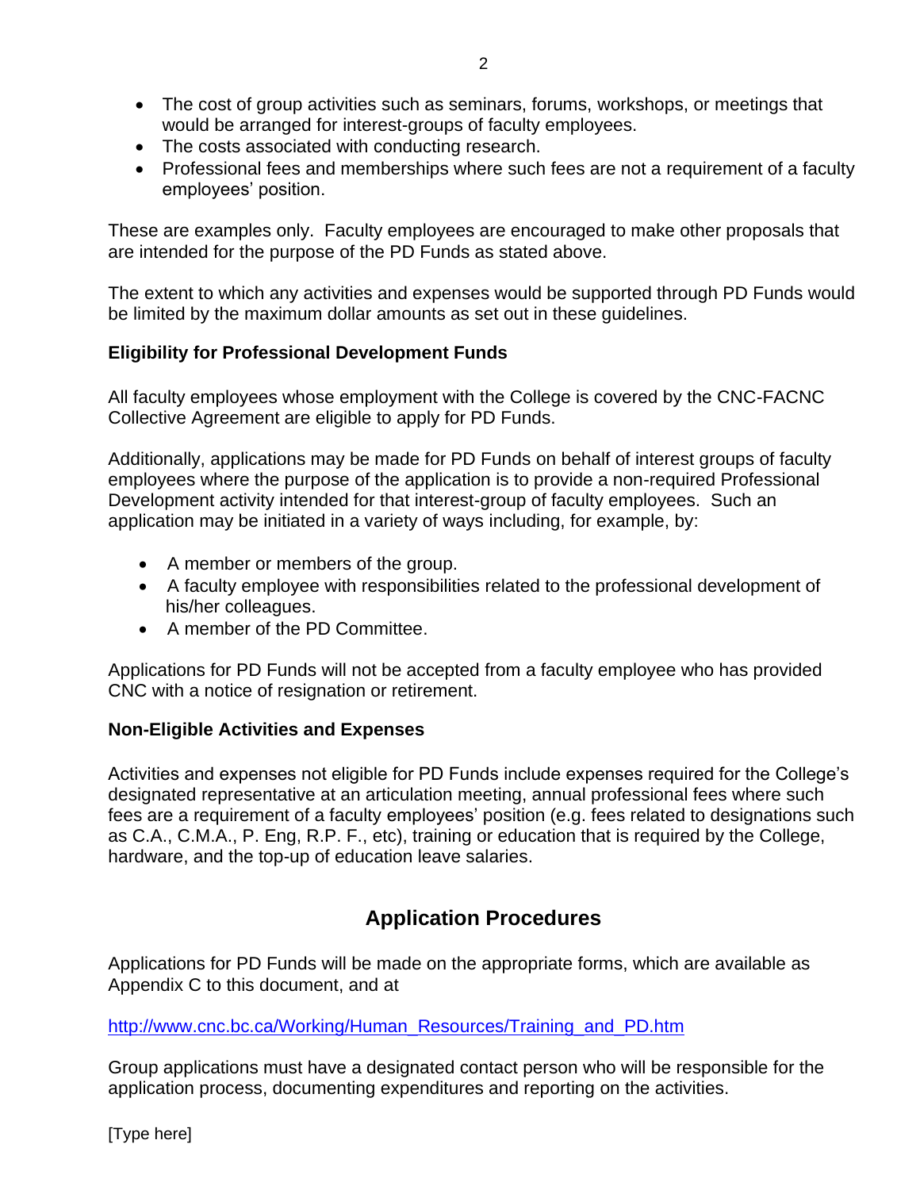- The cost of group activities such as seminars, forums, workshops, or meetings that would be arranged for interest-groups of faculty employees.
- The costs associated with conducting research.
- Professional fees and memberships where such fees are not a requirement of a faculty employees' position.

These are examples only. Faculty employees are encouraged to make other proposals that are intended for the purpose of the PD Funds as stated above.

The extent to which any activities and expenses would be supported through PD Funds would be limited by the maximum dollar amounts as set out in these guidelines.

**Eligibility for Professional Development Funds**

All faculty employees whose employment with the College is covered by the CNC-FACNC Collective Agreement are eligible to apply for PD Funds.

Additionally, applications may be made for PD Funds on behalf of interest groups of faculty employees where the purpose of the application is to provide a non-required Professional Development activity intended for that interest-group of faculty employees. Such an application may be initiated in a variety of ways including, for example, by:

- A member or members of the group.
- A faculty employee with responsibilities related to the professional development of his/her colleagues.
- A member of the PD Committee.

Applications for PD Funds will not be accepted from a faculty employee who has provided CNC with a notice of resignation or retirement.

**Non-Eligible Activities and Expenses**

Activities and expenses not eligible for PD Funds include expenses required for the College's designated representative at an articulation meeting, annual professional fees where such fees are a requirement of a faculty employees' position (e.g. fees related to designations such as C.A., C.M.A., P. Eng, R.P. F., etc), training or education that is required by the College, hardware, and the top-up of education leave salaries.

## Application Procedures

Applications for PD Funds will be made on the appropriate forms, which are available as Appendix C to this document, and at

http://www.cnc.bc.ca/Working/Human_Resources/Training_and_PD.htm

Group applications must have a designated contact person who will be responsible for the application process, documenting expenditures and reporting on the activities.

[Type here]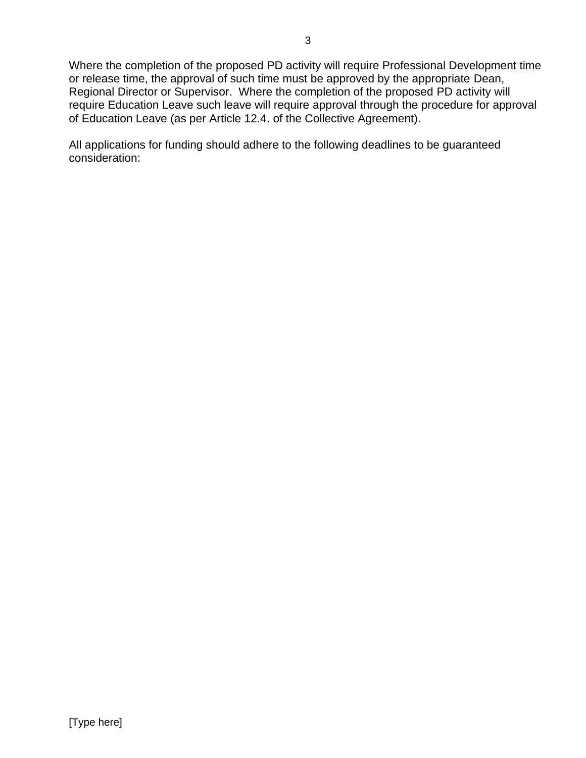Where the completion of the proposed PD activity will require Professional Development time or release time, the approval of such time must be approved by the appropriate Dean, Regional Director or Supervisor. Where the completion of the proposed PD activity will require Education Leave such leave will require approval through the procedure for approval of Education Leave (as per Article 12.4. of the Collective Agreement).

All applications for funding should adhere to the following deadlines to be guaranteed consideration: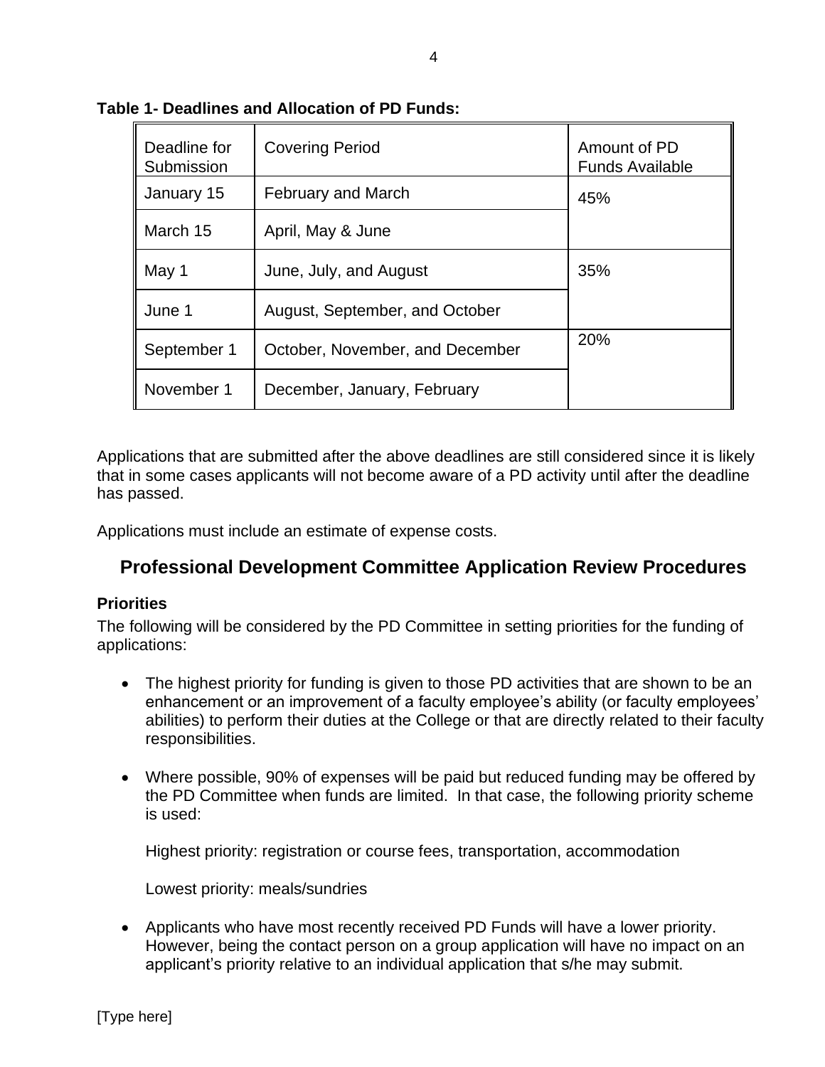**Table 1- Deadlines and Allocation of PD Funds:**

| Deadline for Submission | Covering Period | Amount of PD Funds Available |
|---|---|---|
| January 15 | February and March | 45% |
| March 15 | April, May & June | |
| May 1 | June, July, and August | 35% |
| June 1 | August, September, and October | |
| September 1 | October, November, and December | 20% |
| November 1 | December, January, February | |

Applications that are submitted after the above deadlines are still considered since it is likely that in some cases applicants will not become aware of a PD activity until after the deadline has passed.

Applications must include an estimate of expense costs.

## Professional Development Committee Application Review Procedures

### Priorities

The following will be considered by the PD Committee in setting priorities for the funding of applications:

- The highest priority for funding is given to those PD activities that are shown to be an enhancement or an improvement of a faculty employee's ability (or faculty employees' abilities) to perform their duties at the College or that are directly related to their faculty responsibilities.

- Where possible, 90% of expenses will be paid but reduced funding may be offered by the PD Committee when funds are limited. In that case, the following priority scheme is used:

  Highest priority: registration or course fees, transportation, accommodation

  Lowest priority: meals/sundries

- Applicants who have most recently received PD Funds will have a lower priority. However, being the contact person on a group application will have no impact on an applicant's priority relative to an individual application that s/he may submit.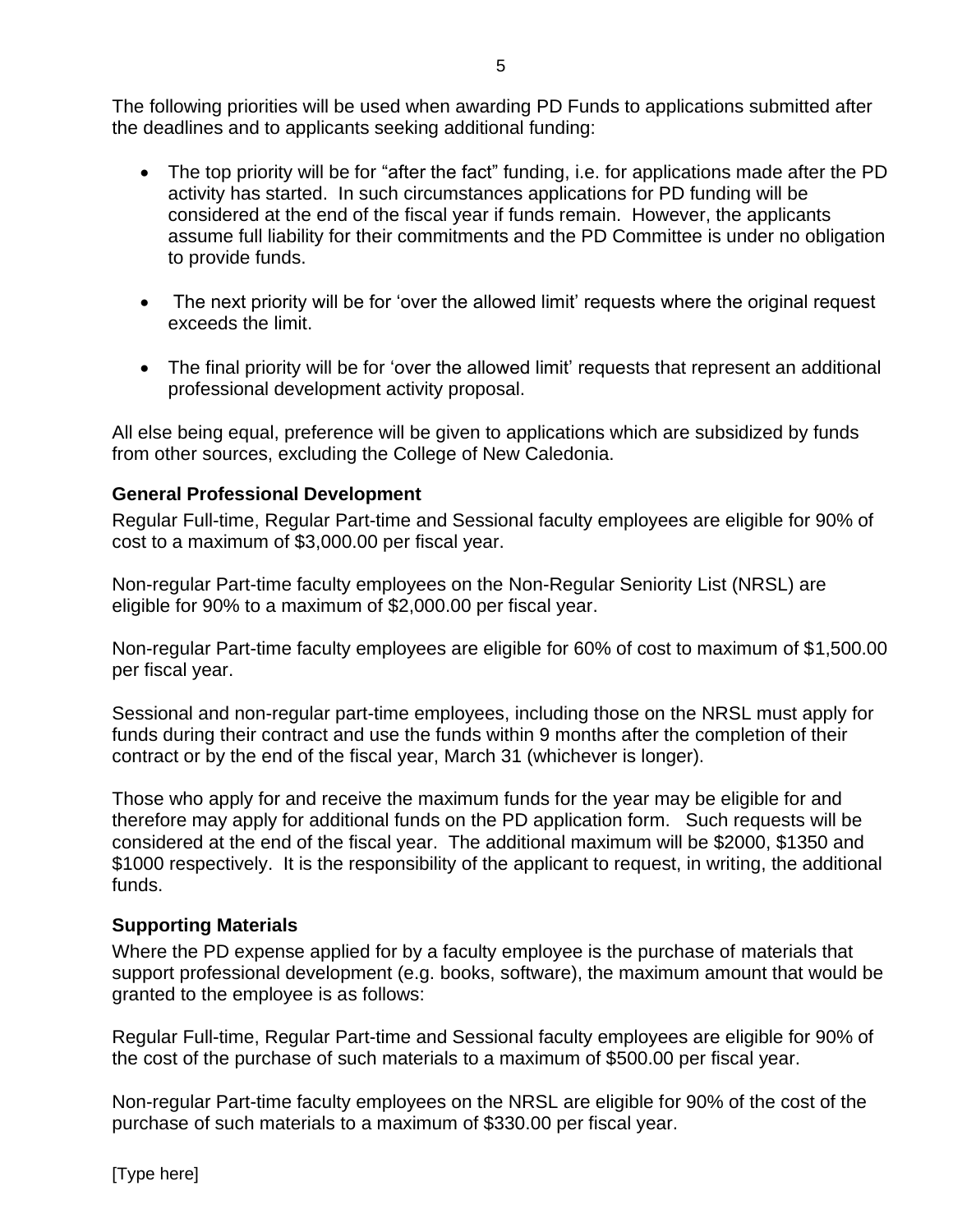The following priorities will be used when awarding PD Funds to applications submitted after the deadlines and to applicants seeking additional funding:

- The top priority will be for "after the fact" funding, i.e. for applications made after the PD activity has started. In such circumstances applications for PD funding will be considered at the end of the fiscal year if funds remain. However, the applicants assume full liability for their commitments and the PD Committee is under no obligation to provide funds.

- The next priority will be for 'over the allowed limit' requests where the original request exceeds the limit.

- The final priority will be for 'over the allowed limit' requests that represent an additional professional development activity proposal.

All else being equal, preference will be given to applications which are subsidized by funds from other sources, excluding the College of New Caledonia.

### General Professional Development

Regular Full-time, Regular Part-time and Sessional faculty employees are eligible for 90% of cost to a maximum of $3,000.00 per fiscal year.

Non-regular Part-time faculty employees on the Non-Regular Seniority List (NRSL) are eligible for 90% to a maximum of $2,000.00 per fiscal year.

Non-regular Part-time faculty employees are eligible for 60% of cost to maximum of $1,500.00 per fiscal year.

Sessional and non-regular part-time employees, including those on the NRSL must apply for funds during their contract and use the funds within 9 months after the completion of their contract or by the end of the fiscal year, March 31 (whichever is longer).

Those who apply for and receive the maximum funds for the year may be eligible for and therefore may apply for additional funds on the PD application form. Such requests will be considered at the end of the fiscal year. The additional maximum will be $2000, $1350 and $1000 respectively. It is the responsibility of the applicant to request, in writing, the additional funds.

### Supporting Materials

Where the PD expense applied for by a faculty employee is the purchase of materials that support professional development (e.g. books, software), the maximum amount that would be granted to the employee is as follows:

Regular Full-time, Regular Part-time and Sessional faculty employees are eligible for 90% of the cost of the purchase of such materials to a maximum of $500.00 per fiscal year.

Non-regular Part-time faculty employees on the NRSL are eligible for 90% of the cost of the purchase of such materials to a maximum of $330.00 per fiscal year.

[Type here]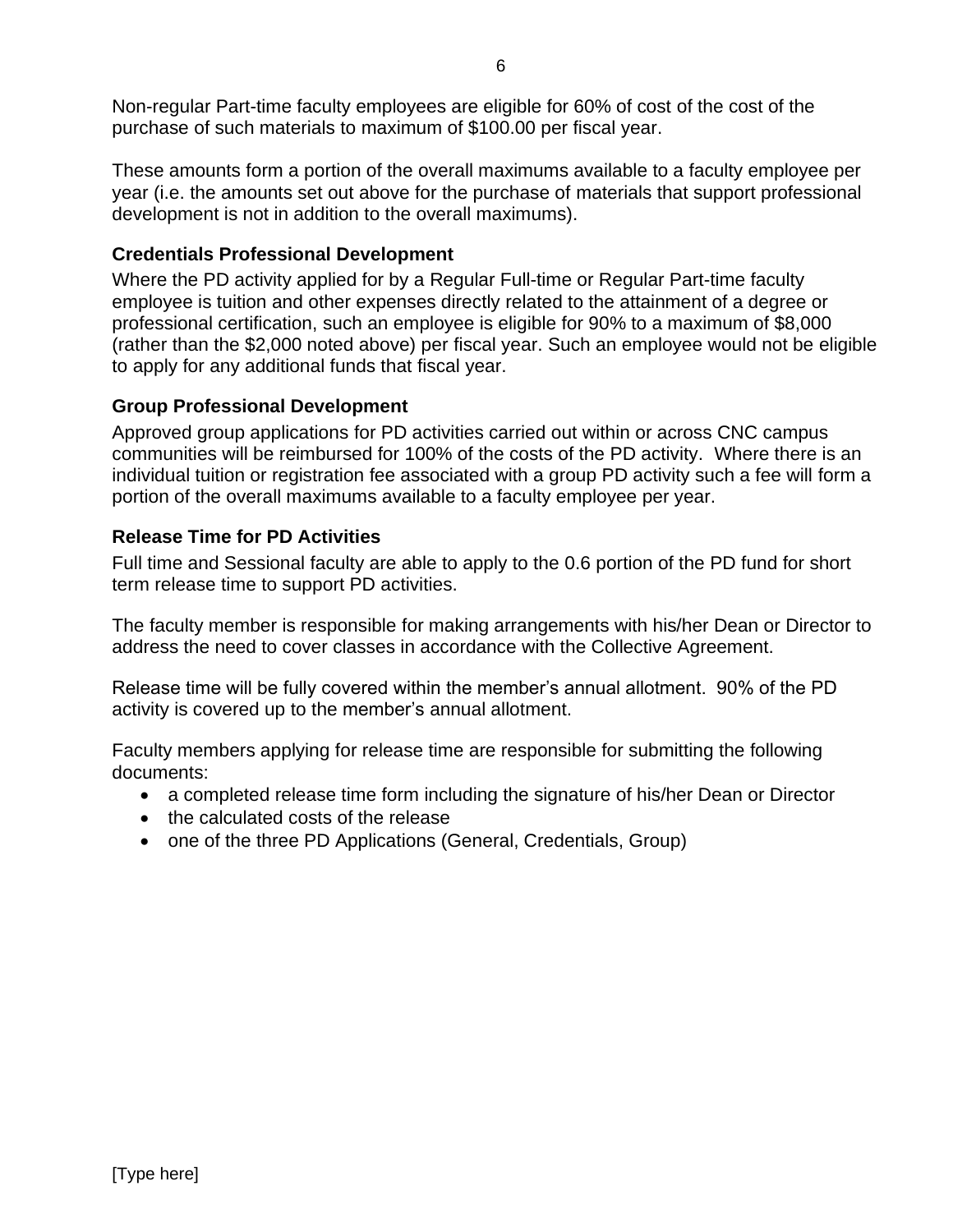Non-regular Part-time faculty employees are eligible for 60% of cost of the cost of the purchase of such materials to maximum of $100.00 per fiscal year.

These amounts form a portion of the overall maximums available to a faculty employee per year (i.e. the amounts set out above for the purchase of materials that support professional development is not in addition to the overall maximums).

### Credentials Professional Development

Where the PD activity applied for by a Regular Full-time or Regular Part-time faculty employee is tuition and other expenses directly related to the attainment of a degree or professional certification, such an employee is eligible for 90% to a maximum of $8,000 (rather than the $2,000 noted above) per fiscal year. Such an employee would not be eligible to apply for any additional funds that fiscal year.

### Group Professional Development

Approved group applications for PD activities carried out within or across CNC campus communities will be reimbursed for 100% of the costs of the PD activity. Where there is an individual tuition or registration fee associated with a group PD activity such a fee will form a portion of the overall maximums available to a faculty employee per year.

### Release Time for PD Activities

Full time and Sessional faculty are able to apply to the 0.6 portion of the PD fund for short term release time to support PD activities.

The faculty member is responsible for making arrangements with his/her Dean or Director to address the need to cover classes in accordance with the Collective Agreement.

Release time will be fully covered within the member's annual allotment. 90% of the PD activity is covered up to the member's annual allotment.

Faculty members applying for release time are responsible for submitting the following documents:

- a completed release time form including the signature of his/her Dean or Director
- the calculated costs of the release
- one of the three PD Applications (General, Credentials, Group)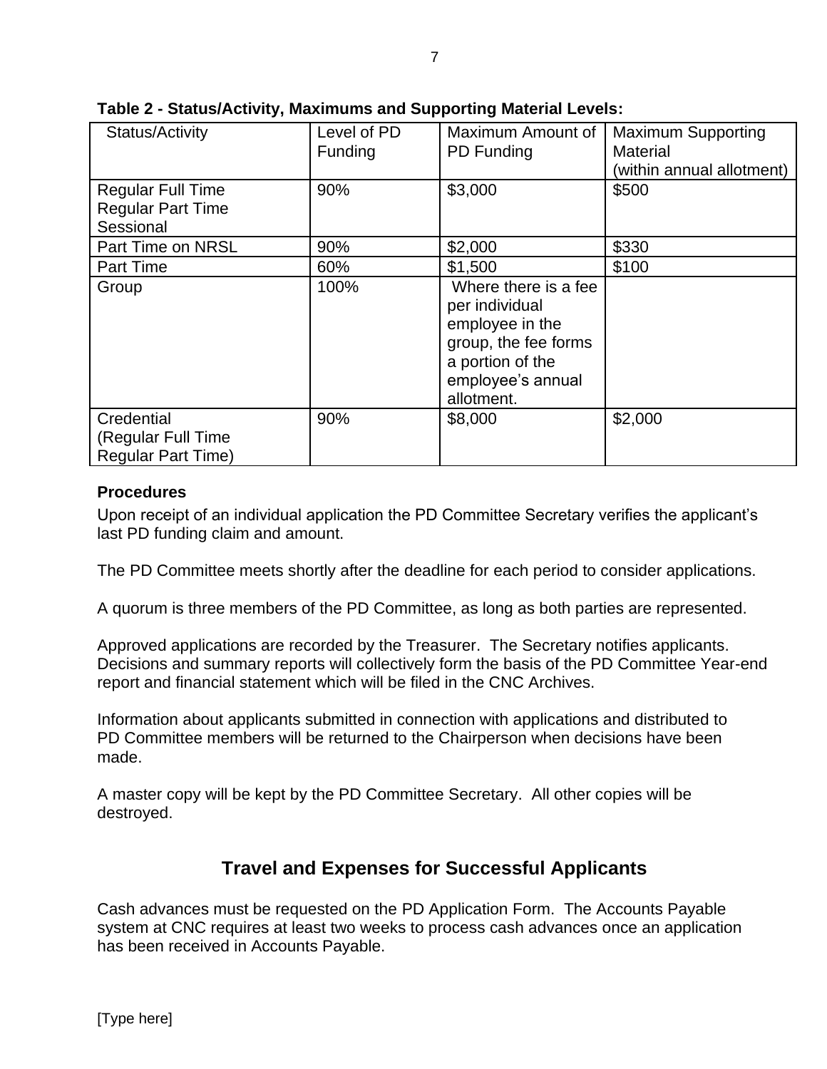**Table 2 - Status/Activity, Maximums and Supporting Material Levels:**

| Status/Activity | Level of PD Funding | Maximum Amount of PD Funding | Maximum Supporting Material (within annual allotment) |
|---|---|---|---|
| Regular Full Time<br>Regular Part Time<br>Sessional | 90% | $3,000 | $500 |
| Part Time on NRSL | 90% | $2,000 | $330 |
| Part Time | 60% | $1,500 | $100 |
| Group | 100% | Where there is a fee per individual employee in the group, the fee forms a portion of the employee's annual allotment. | |
| Credential<br>(Regular Full Time<br>Regular Part Time) | 90% | $8,000 | $2,000 |

**Procedures**

Upon receipt of an individual application the PD Committee Secretary verifies the applicant's last PD funding claim and amount.

The PD Committee meets shortly after the deadline for each period to consider applications.

A quorum is three members of the PD Committee, as long as both parties are represented.

Approved applications are recorded by the Treasurer. The Secretary notifies applicants. Decisions and summary reports will collectively form the basis of the PD Committee Year-end report and financial statement which will be filed in the CNC Archives.

Information about applicants submitted in connection with applications and distributed to PD Committee members will be returned to the Chairperson when decisions have been made.

A master copy will be kept by the PD Committee Secretary. All other copies will be destroyed.

## Travel and Expenses for Successful Applicants

Cash advances must be requested on the PD Application Form. The Accounts Payable system at CNC requires at least two weeks to process cash advances once an application has been received in Accounts Payable.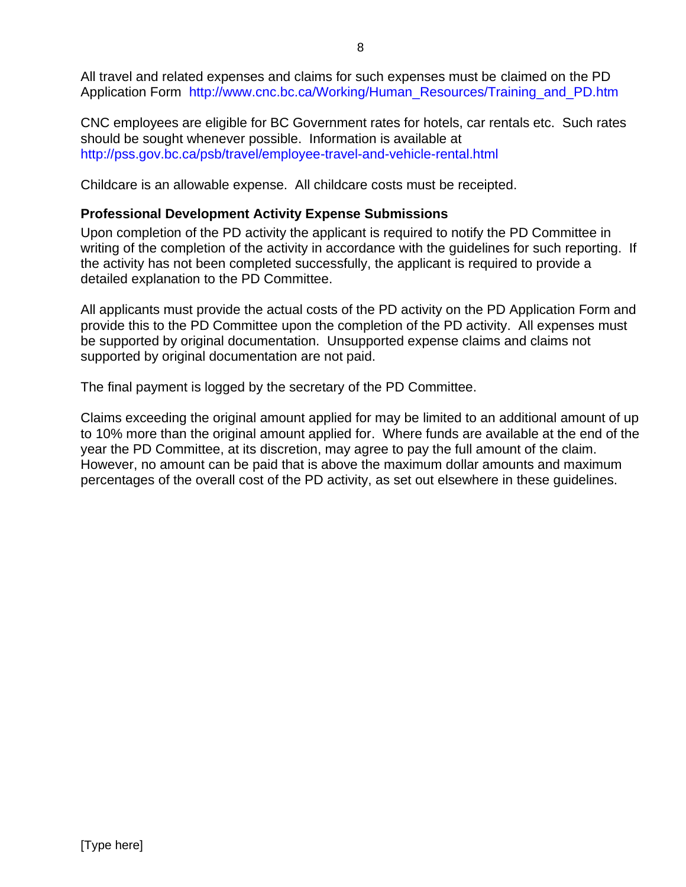All travel and related expenses and claims for such expenses must be claimed on the PD Application Form http://www.cnc.bc.ca/Working/Human_Resources/Training_and_PD.htm

CNC employees are eligible for BC Government rates for hotels, car rentals etc. Such rates should be sought whenever possible. Information is available at http://pss.gov.bc.ca/psb/travel/employee-travel-and-vehicle-rental.html

Childcare is an allowable expense. All childcare costs must be receipted.

**Professional Development Activity Expense Submissions**

Upon completion of the PD activity the applicant is required to notify the PD Committee in writing of the completion of the activity in accordance with the guidelines for such reporting. If the activity has not been completed successfully, the applicant is required to provide a detailed explanation to the PD Committee.

All applicants must provide the actual costs of the PD activity on the PD Application Form and provide this to the PD Committee upon the completion of the PD activity. All expenses must be supported by original documentation. Unsupported expense claims and claims not supported by original documentation are not paid.

The final payment is logged by the secretary of the PD Committee.

Claims exceeding the original amount applied for may be limited to an additional amount of up to 10% more than the original amount applied for. Where funds are available at the end of the year the PD Committee, at its discretion, may agree to pay the full amount of the claim. However, no amount can be paid that is above the maximum dollar amounts and maximum percentages of the overall cost of the PD activity, as set out elsewhere in these guidelines.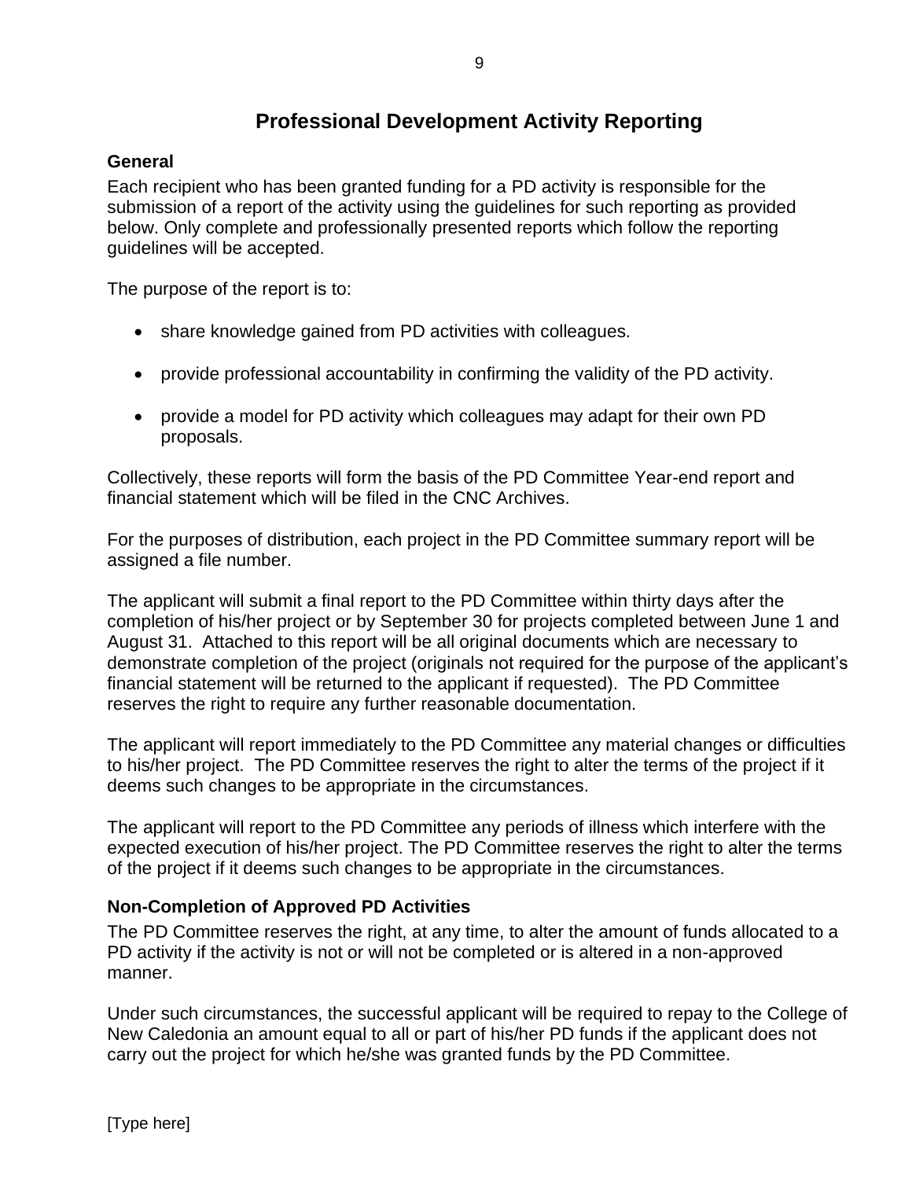# Professional Development Activity Reporting

### General

Each recipient who has been granted funding for a PD activity is responsible for the submission of a report of the activity using the guidelines for such reporting as provided below. Only complete and professionally presented reports which follow the reporting guidelines will be accepted.

The purpose of the report is to:

- share knowledge gained from PD activities with colleagues.
- provide professional accountability in confirming the validity of the PD activity.
- provide a model for PD activity which colleagues may adapt for their own PD proposals.

Collectively, these reports will form the basis of the PD Committee Year-end report and financial statement which will be filed in the CNC Archives.

For the purposes of distribution, each project in the PD Committee summary report will be assigned a file number.

The applicant will submit a final report to the PD Committee within thirty days after the completion of his/her project or by September 30 for projects completed between June 1 and August 31. Attached to this report will be all original documents which are necessary to demonstrate completion of the project (originals not required for the purpose of the applicant's financial statement will be returned to the applicant if requested). The PD Committee reserves the right to require any further reasonable documentation.

The applicant will report immediately to the PD Committee any material changes or difficulties to his/her project. The PD Committee reserves the right to alter the terms of the project if it deems such changes to be appropriate in the circumstances.

The applicant will report to the PD Committee any periods of illness which interfere with the expected execution of his/her project. The PD Committee reserves the right to alter the terms of the project if it deems such changes to be appropriate in the circumstances.

### Non-Completion of Approved PD Activities

The PD Committee reserves the right, at any time, to alter the amount of funds allocated to a PD activity if the activity is not or will not be completed or is altered in a non-approved manner.

Under such circumstances, the successful applicant will be required to repay to the College of New Caledonia an amount equal to all or part of his/her PD funds if the applicant does not carry out the project for which he/she was granted funds by the PD Committee.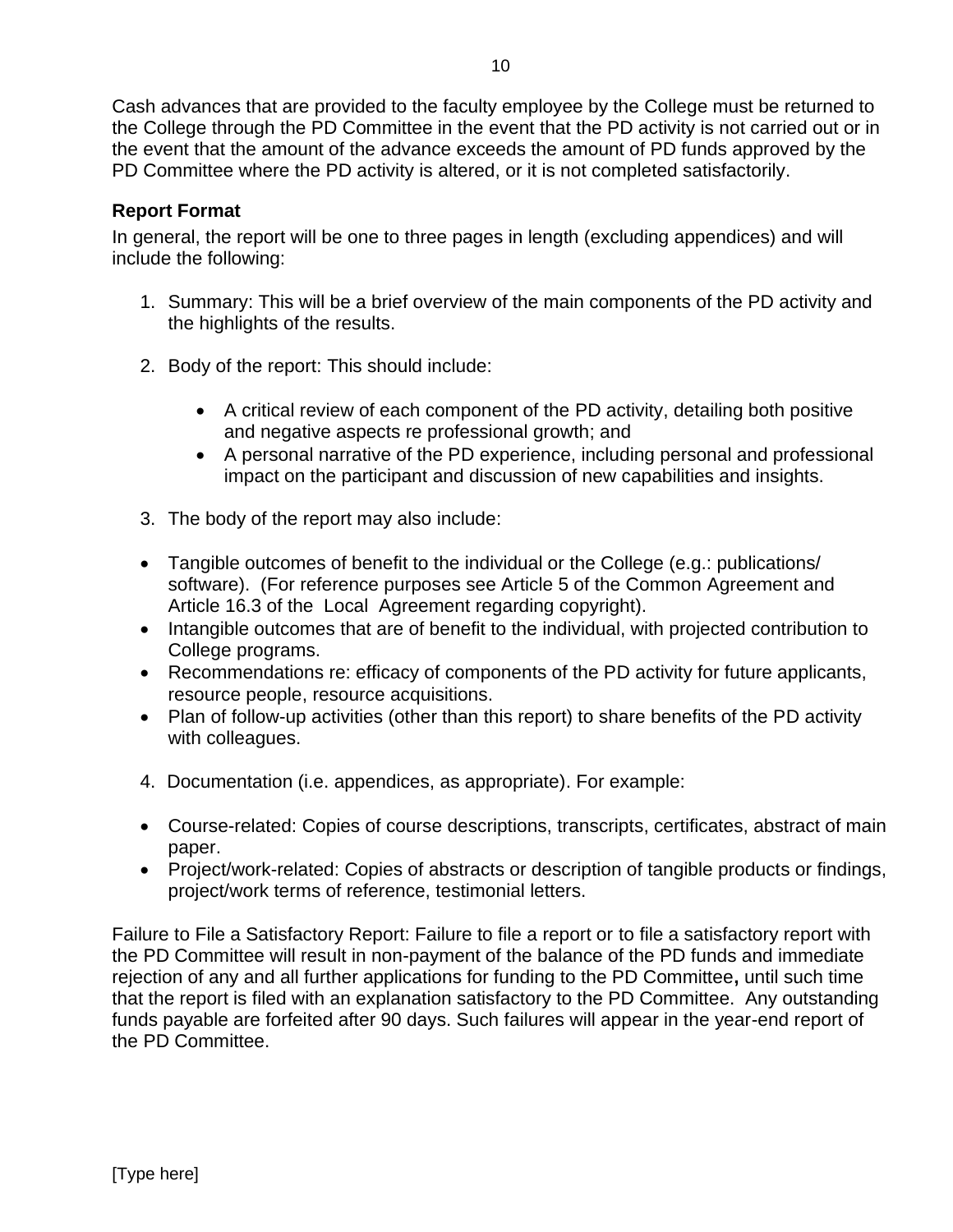Cash advances that are provided to the faculty employee by the College must be returned to the College through the PD Committee in the event that the PD activity is not carried out or in the event that the amount of the advance exceeds the amount of PD funds approved by the PD Committee where the PD activity is altered, or it is not completed satisfactorily.

**Report Format**

In general, the report will be one to three pages in length (excluding appendices) and will include the following:

1. Summary: This will be a brief overview of the main components of the PD activity and the highlights of the results.

2. Body of the report: This should include:

    - A critical review of each component of the PD activity, detailing both positive and negative aspects re professional growth; and
    - A personal narrative of the PD experience, including personal and professional impact on the participant and discussion of new capabilities and insights.

3. The body of the report may also include:

- Tangible outcomes of benefit to the individual or the College (e.g.: publications/ software). (For reference purposes see Article 5 of the Common Agreement and Article 16.3 of the Local Agreement regarding copyright).
- Intangible outcomes that are of benefit to the individual, with projected contribution to College programs.
- Recommendations re: efficacy of components of the PD activity for future applicants, resource people, resource acquisitions.
- Plan of follow-up activities (other than this report) to share benefits of the PD activity with colleagues.

4. Documentation (i.e. appendices, as appropriate). For example:

- Course-related: Copies of course descriptions, transcripts, certificates, abstract of main paper.
- Project/work-related: Copies of abstracts or description of tangible products or findings, project/work terms of reference, testimonial letters.

Failure to File a Satisfactory Report: Failure to file a report or to file a satisfactory report with the PD Committee will result in non-payment of the balance of the PD funds and immediate rejection of any and all further applications for funding to the PD Committee**,** until such time that the report is filed with an explanation satisfactory to the PD Committee. Any outstanding funds payable are forfeited after 90 days. Such failures will appear in the year-end report of the PD Committee.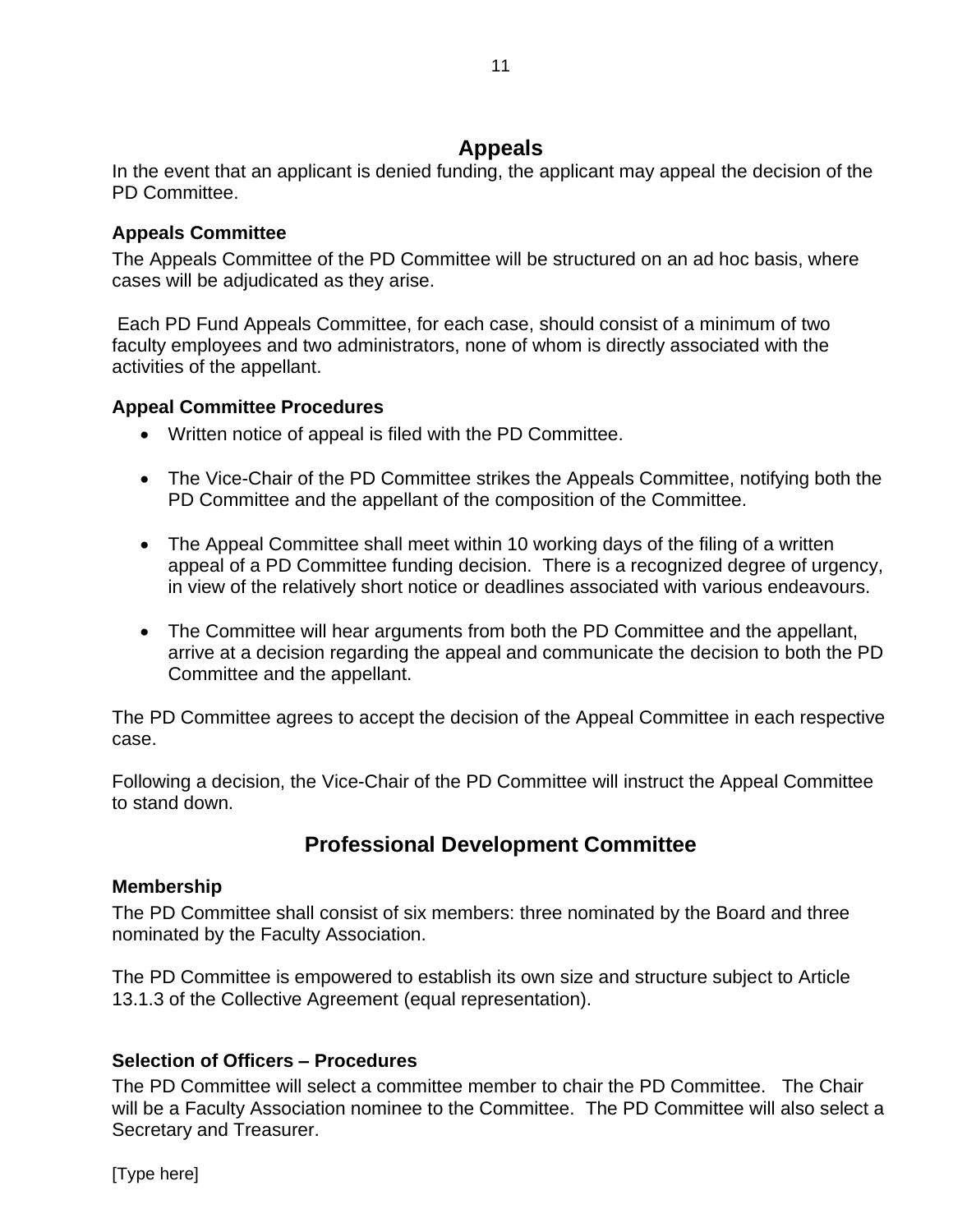## Appeals

In the event that an applicant is denied funding, the applicant may appeal the decision of the PD Committee.

### Appeals Committee

The Appeals Committee of the PD Committee will be structured on an ad hoc basis, where cases will be adjudicated as they arise.

Each PD Fund Appeals Committee, for each case, should consist of a minimum of two faculty employees and two administrators, none of whom is directly associated with the activities of the appellant.

### Appeal Committee Procedures

- Written notice of appeal is filed with the PD Committee.
- The Vice-Chair of the PD Committee strikes the Appeals Committee, notifying both the PD Committee and the appellant of the composition of the Committee.
- The Appeal Committee shall meet within 10 working days of the filing of a written appeal of a PD Committee funding decision. There is a recognized degree of urgency, in view of the relatively short notice or deadlines associated with various endeavours.
- The Committee will hear arguments from both the PD Committee and the appellant, arrive at a decision regarding the appeal and communicate the decision to both the PD Committee and the appellant.

The PD Committee agrees to accept the decision of the Appeal Committee in each respective case.

Following a decision, the Vice-Chair of the PD Committee will instruct the Appeal Committee to stand down.

## Professional Development Committee

### Membership

The PD Committee shall consist of six members: three nominated by the Board and three nominated by the Faculty Association.

The PD Committee is empowered to establish its own size and structure subject to Article 13.1.3 of the Collective Agreement (equal representation).

### Selection of Officers – Procedures

The PD Committee will select a committee member to chair the PD Committee. The Chair will be a Faculty Association nominee to the Committee. The PD Committee will also select a Secretary and Treasurer.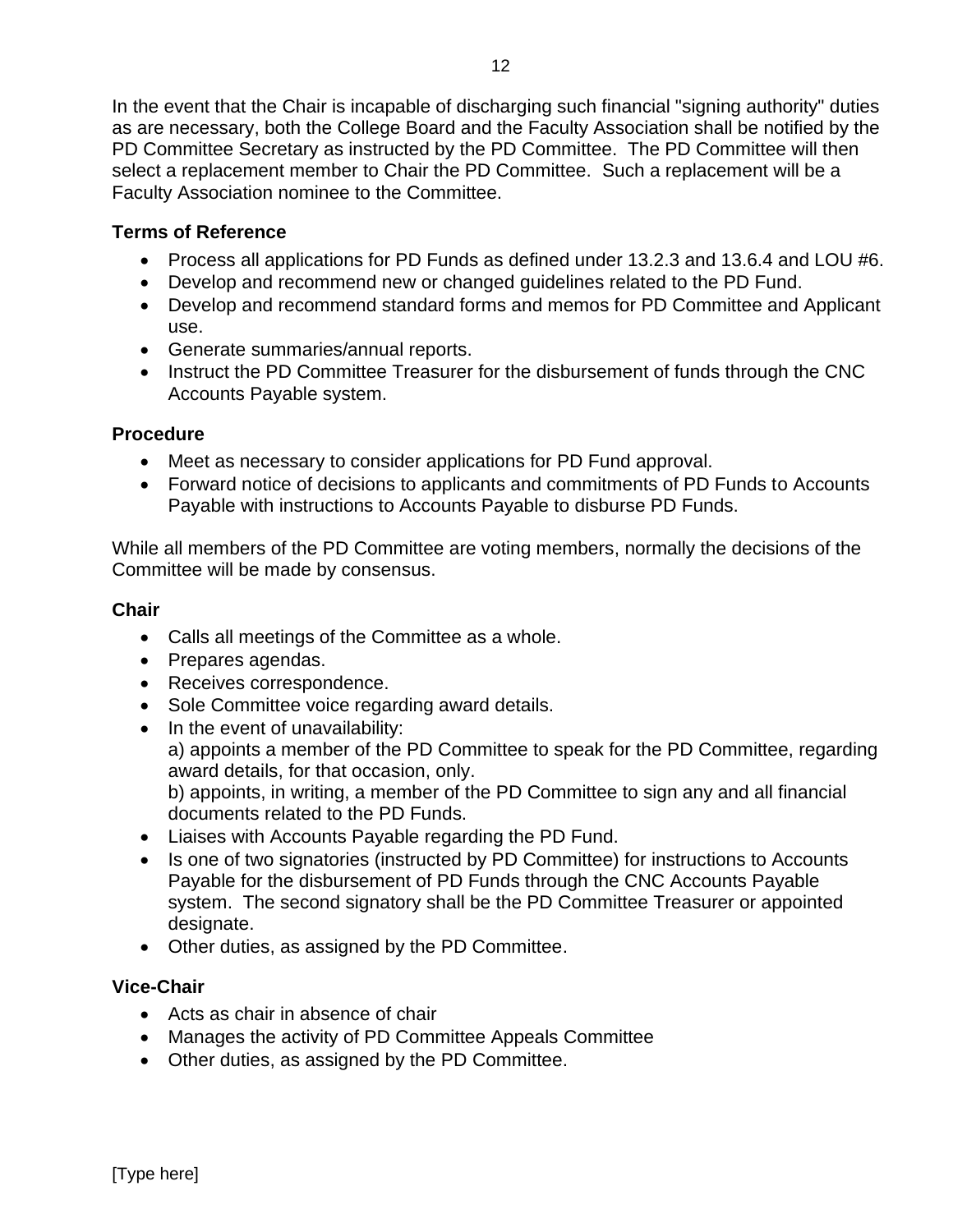In the event that the Chair is incapable of discharging such financial "signing authority" duties as are necessary, both the College Board and the Faculty Association shall be notified by the PD Committee Secretary as instructed by the PD Committee. The PD Committee will then select a replacement member to Chair the PD Committee. Such a replacement will be a Faculty Association nominee to the Committee.

### Terms of Reference

- Process all applications for PD Funds as defined under 13.2.3 and 13.6.4 and LOU #6.
- Develop and recommend new or changed guidelines related to the PD Fund.
- Develop and recommend standard forms and memos for PD Committee and Applicant use.
- Generate summaries/annual reports.
- Instruct the PD Committee Treasurer for the disbursement of funds through the CNC Accounts Payable system.

### Procedure

- Meet as necessary to consider applications for PD Fund approval.
- Forward notice of decisions to applicants and commitments of PD Funds to Accounts Payable with instructions to Accounts Payable to disburse PD Funds.

While all members of the PD Committee are voting members, normally the decisions of the Committee will be made by consensus.

### Chair

- Calls all meetings of the Committee as a whole.
- Prepares agendas.
- Receives correspondence.
- Sole Committee voice regarding award details.
- In the event of unavailability:
  a) appoints a member of the PD Committee to speak for the PD Committee, regarding award details, for that occasion, only.
  b) appoints, in writing, a member of the PD Committee to sign any and all financial documents related to the PD Funds.
- Liaises with Accounts Payable regarding the PD Fund.
- Is one of two signatories (instructed by PD Committee) for instructions to Accounts Payable for the disbursement of PD Funds through the CNC Accounts Payable system. The second signatory shall be the PD Committee Treasurer or appointed designate.
- Other duties, as assigned by the PD Committee.

### Vice-Chair

- Acts as chair in absence of chair
- Manages the activity of PD Committee Appeals Committee
- Other duties, as assigned by the PD Committee.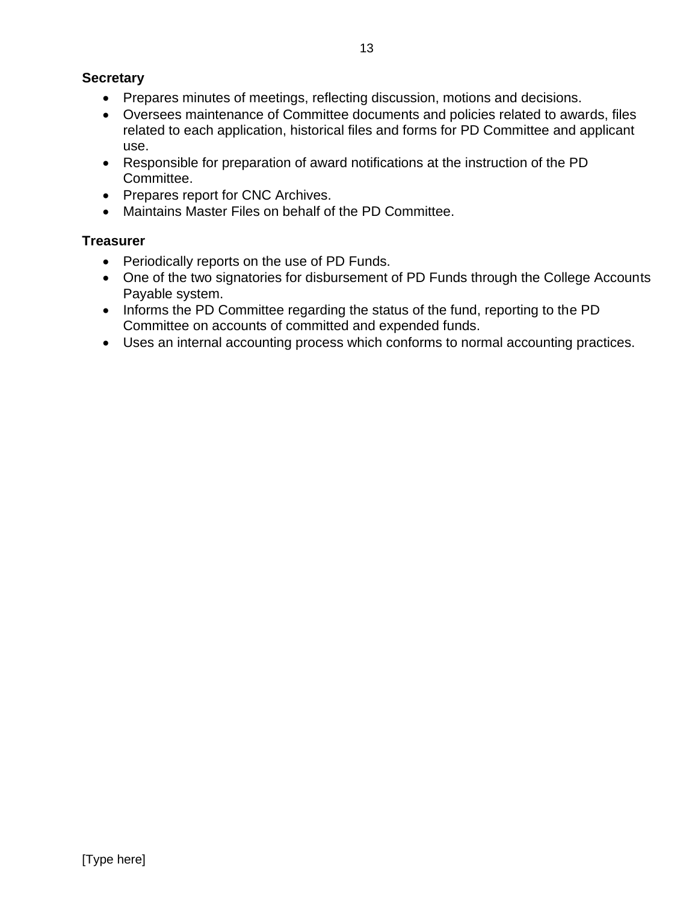**Secretary**

- Prepares minutes of meetings, reflecting discussion, motions and decisions.
- Oversees maintenance of Committee documents and policies related to awards, files related to each application, historical files and forms for PD Committee and applicant use.
- Responsible for preparation of award notifications at the instruction of the PD Committee.
- Prepares report for CNC Archives.
- Maintains Master Files on behalf of the PD Committee.

**Treasurer**

- Periodically reports on the use of PD Funds.
- One of the two signatories for disbursement of PD Funds through the College Accounts Payable system.
- Informs the PD Committee regarding the status of the fund, reporting to the PD Committee on accounts of committed and expended funds.
- Uses an internal accounting process which conforms to normal accounting practices.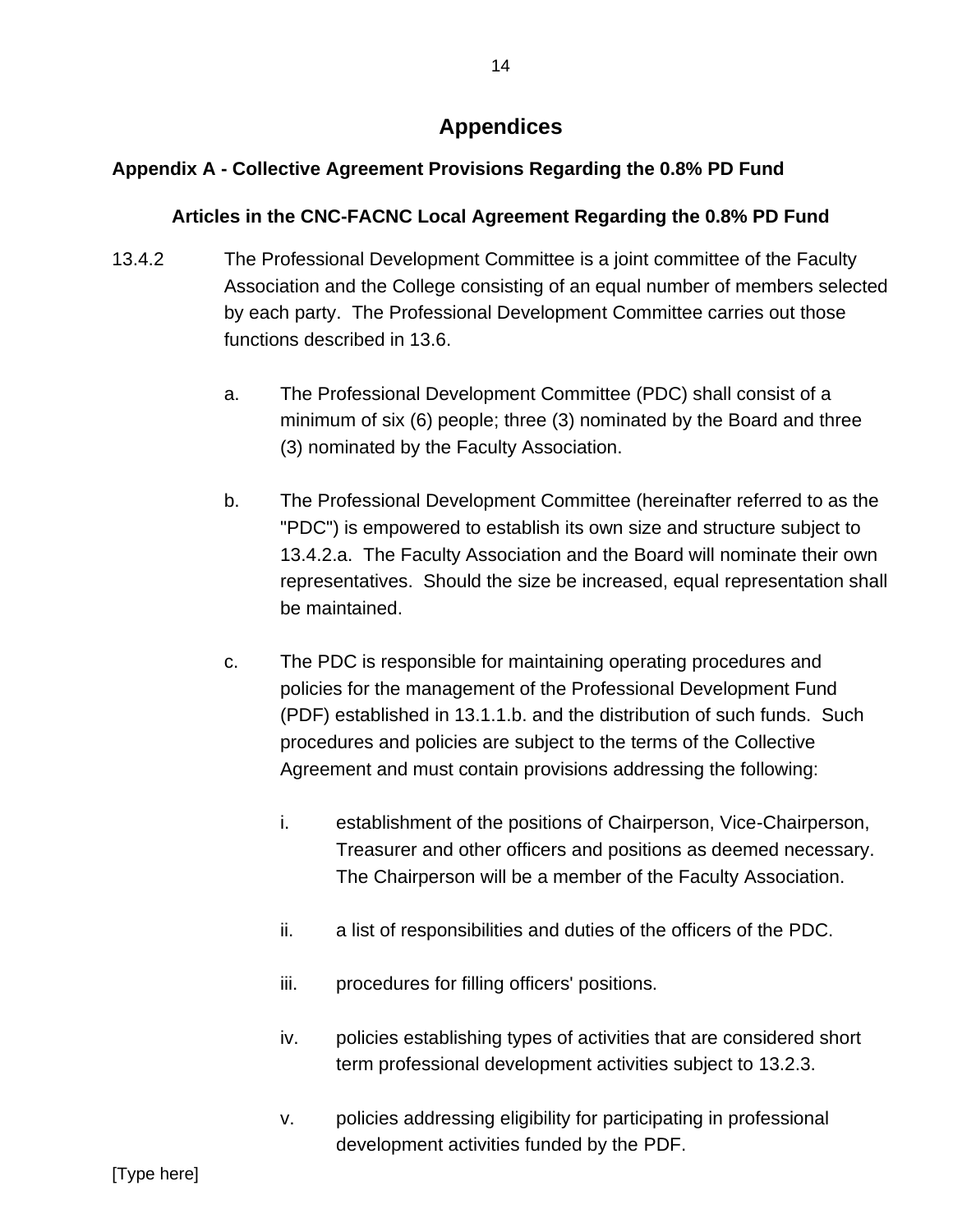# Appendices

## Appendix A - Collective Agreement Provisions Regarding the 0.8% PD Fund

### Articles in the CNC-FACNC Local Agreement Regarding the 0.8% PD Fund

13.4.2 The Professional Development Committee is a joint committee of the Faculty Association and the College consisting of an equal number of members selected by each party. The Professional Development Committee carries out those functions described in 13.6.

a. The Professional Development Committee (PDC) shall consist of a minimum of six (6) people; three (3) nominated by the Board and three (3) nominated by the Faculty Association.

b. The Professional Development Committee (hereinafter referred to as the "PDC") is empowered to establish its own size and structure subject to 13.4.2.a. The Faculty Association and the Board will nominate their own representatives. Should the size be increased, equal representation shall be maintained.

c. The PDC is responsible for maintaining operating procedures and policies for the management of the Professional Development Fund (PDF) established in 13.1.1.b. and the distribution of such funds. Such procedures and policies are subject to the terms of the Collective Agreement and must contain provisions addressing the following:

i. establishment of the positions of Chairperson, Vice-Chairperson, Treasurer and other officers and positions as deemed necessary. The Chairperson will be a member of the Faculty Association.

ii. a list of responsibilities and duties of the officers of the PDC.

iii. procedures for filling officers' positions.

iv. policies establishing types of activities that are considered short term professional development activities subject to 13.2.3.

v. policies addressing eligibility for participating in professional development activities funded by the PDF.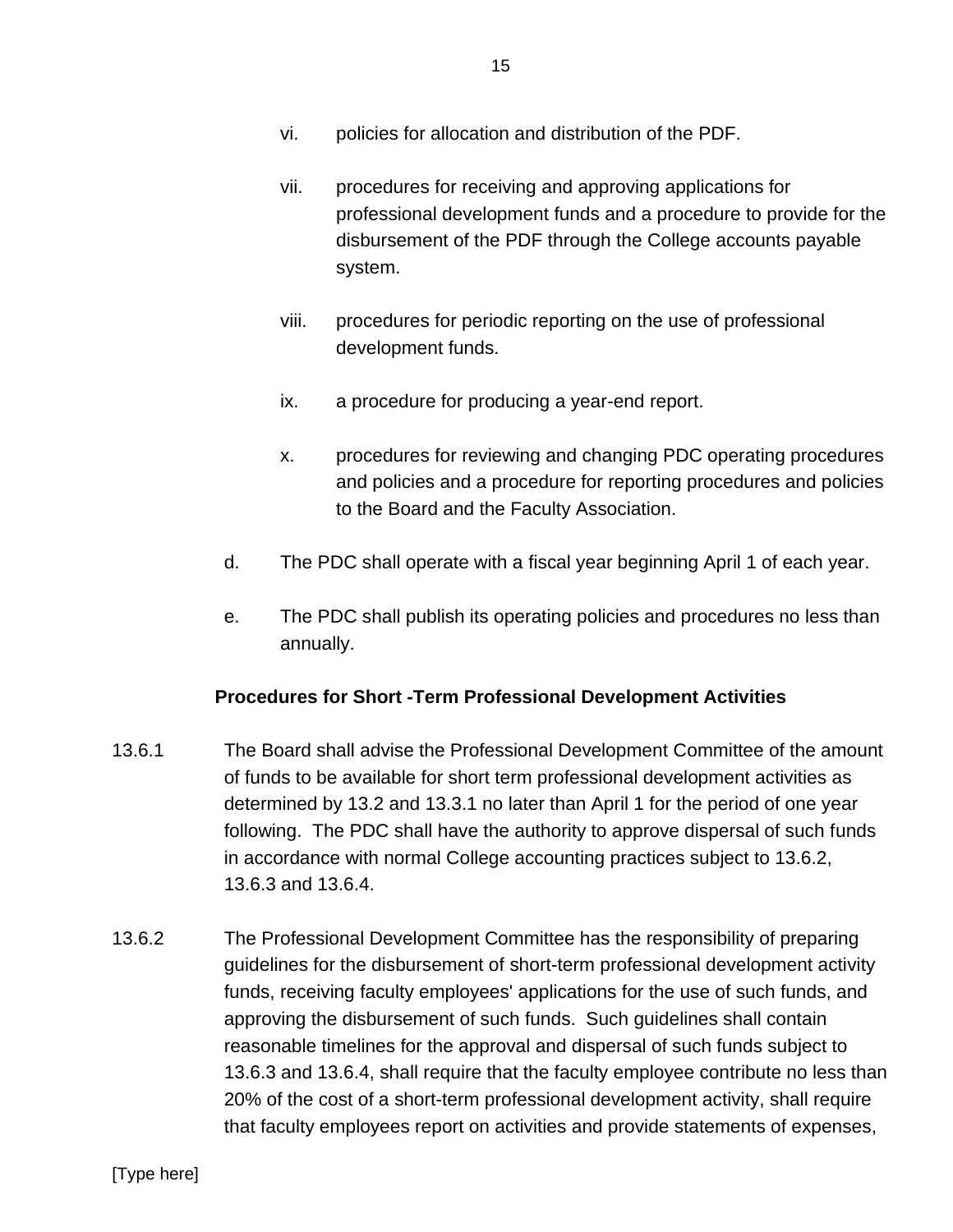vi. policies for allocation and distribution of the PDF.

vii. procedures for receiving and approving applications for professional development funds and a procedure to provide for the disbursement of the PDF through the College accounts payable system.

viii. procedures for periodic reporting on the use of professional development funds.

ix. a procedure for producing a year-end report.

x. procedures for reviewing and changing PDC operating procedures and policies and a procedure for reporting procedures and policies to the Board and the Faculty Association.

d. The PDC shall operate with a fiscal year beginning April 1 of each year.

e. The PDC shall publish its operating policies and procedures no less than annually.

**Procedures for Short -Term Professional Development Activities**

13.6.1 The Board shall advise the Professional Development Committee of the amount of funds to be available for short term professional development activities as determined by 13.2 and 13.3.1 no later than April 1 for the period of one year following. The PDC shall have the authority to approve dispersal of such funds in accordance with normal College accounting practices subject to 13.6.2, 13.6.3 and 13.6.4.

13.6.2 The Professional Development Committee has the responsibility of preparing guidelines for the disbursement of short-term professional development activity funds, receiving faculty employees' applications for the use of such funds, and approving the disbursement of such funds. Such guidelines shall contain reasonable timelines for the approval and dispersal of such funds subject to 13.6.3 and 13.6.4, shall require that the faculty employee contribute no less than 20% of the cost of a short-term professional development activity, shall require that faculty employees report on activities and provide statements of expenses,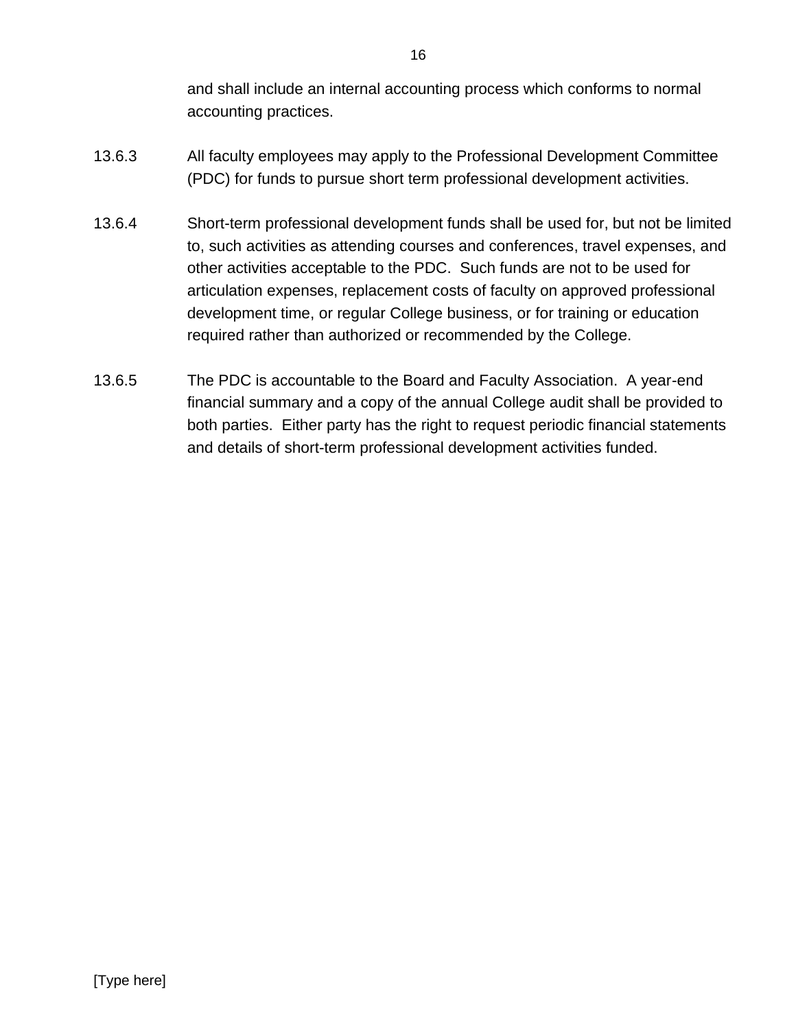and shall include an internal accounting process which conforms to normal accounting practices.

13.6.3 All faculty employees may apply to the Professional Development Committee (PDC) for funds to pursue short term professional development activities.

13.6.4 Short-term professional development funds shall be used for, but not be limited to, such activities as attending courses and conferences, travel expenses, and other activities acceptable to the PDC. Such funds are not to be used for articulation expenses, replacement costs of faculty on approved professional development time, or regular College business, or for training or education required rather than authorized or recommended by the College.

13.6.5 The PDC is accountable to the Board and Faculty Association. A year-end financial summary and a copy of the annual College audit shall be provided to both parties. Either party has the right to request periodic financial statements and details of short-term professional development activities funded.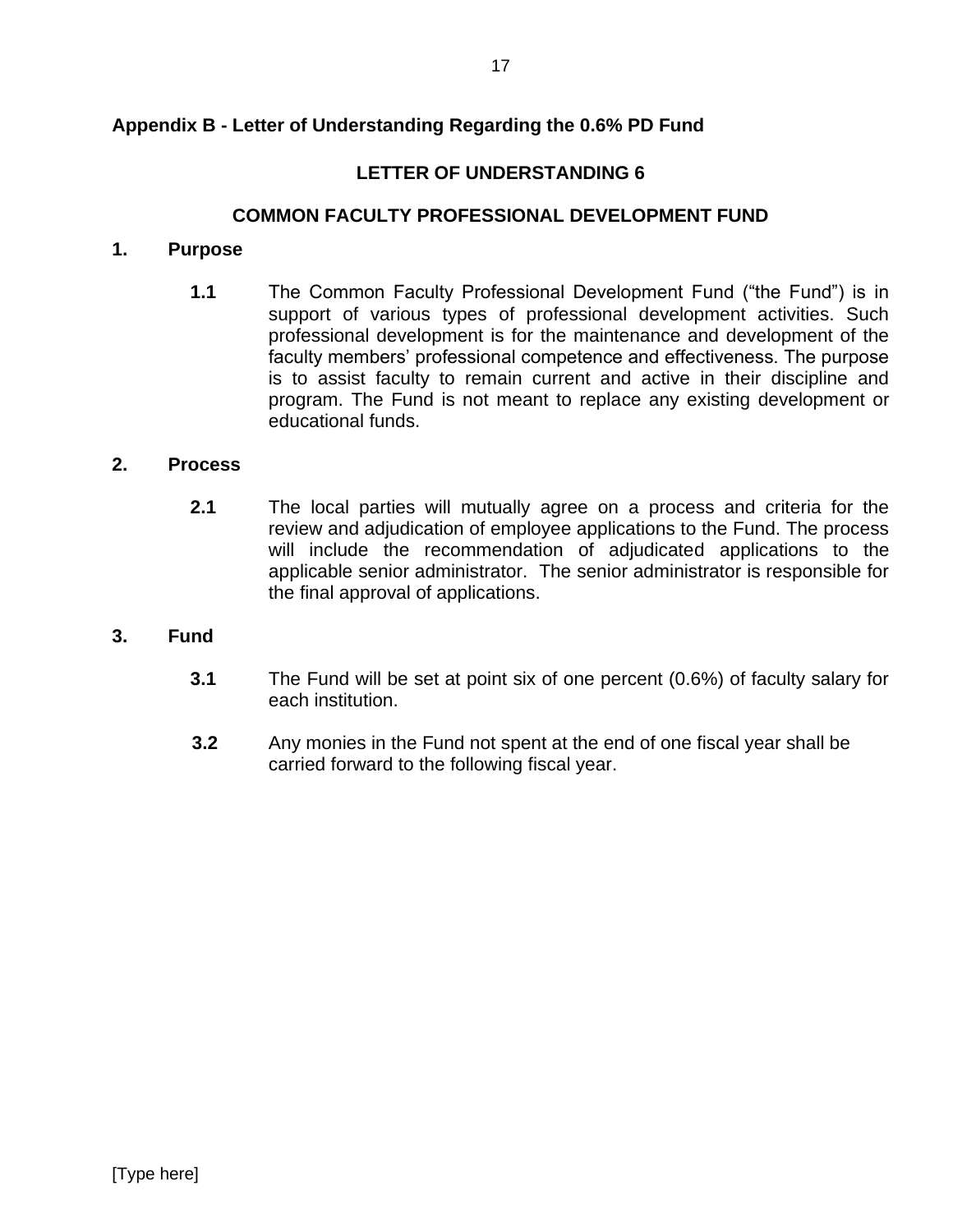## Appendix B - Letter of Understanding Regarding the 0.6% PD Fund

### LETTER OF UNDERSTANDING 6

### COMMON FACULTY PROFESSIONAL DEVELOPMENT FUND

**1. Purpose**

**1.1** The Common Faculty Professional Development Fund ("the Fund") is in support of various types of professional development activities. Such professional development is for the maintenance and development of the faculty members' professional competence and effectiveness. The purpose is to assist faculty to remain current and active in their discipline and program. The Fund is not meant to replace any existing development or educational funds.

**2. Process**

**2.1** The local parties will mutually agree on a process and criteria for the review and adjudication of employee applications to the Fund. The process will include the recommendation of adjudicated applications to the applicable senior administrator. The senior administrator is responsible for the final approval of applications.

**3. Fund**

**3.1** The Fund will be set at point six of one percent (0.6%) of faculty salary for each institution.

**3.2** Any monies in the Fund not spent at the end of one fiscal year shall be carried forward to the following fiscal year.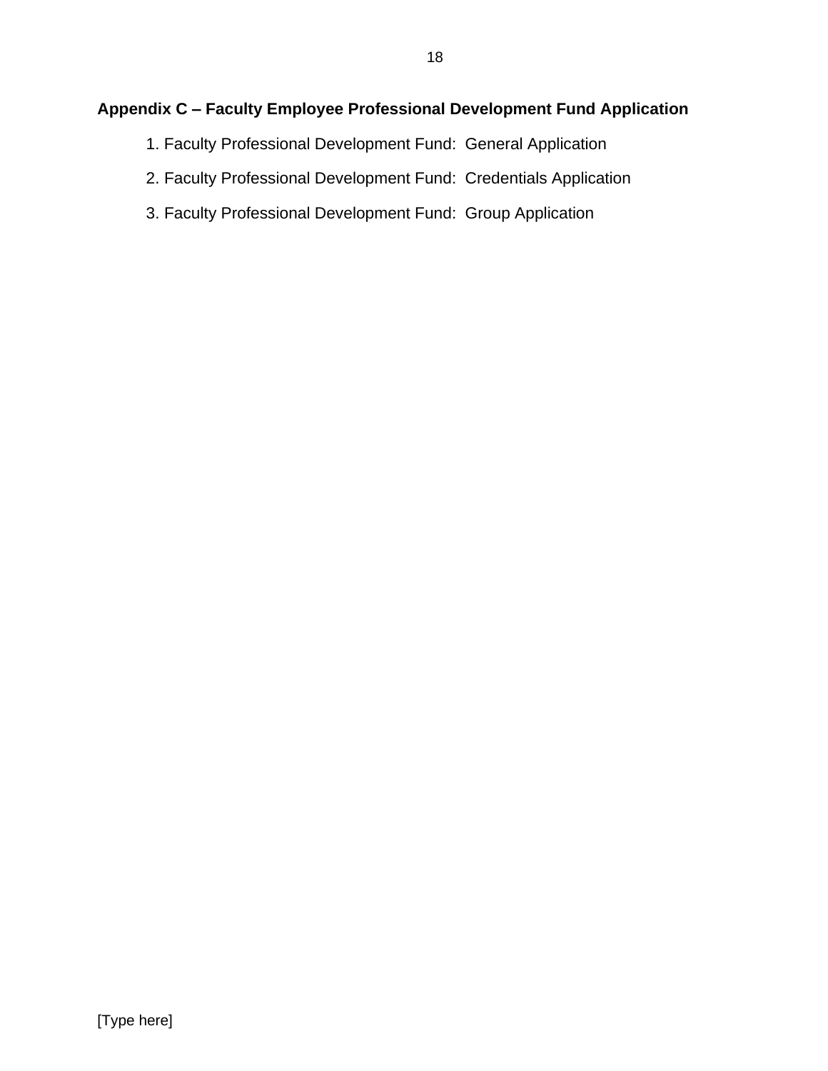## Appendix C – Faculty Employee Professional Development Fund Application

1. Faculty Professional Development Fund: General Application
2. Faculty Professional Development Fund: Credentials Application
3. Faculty Professional Development Fund: Group Application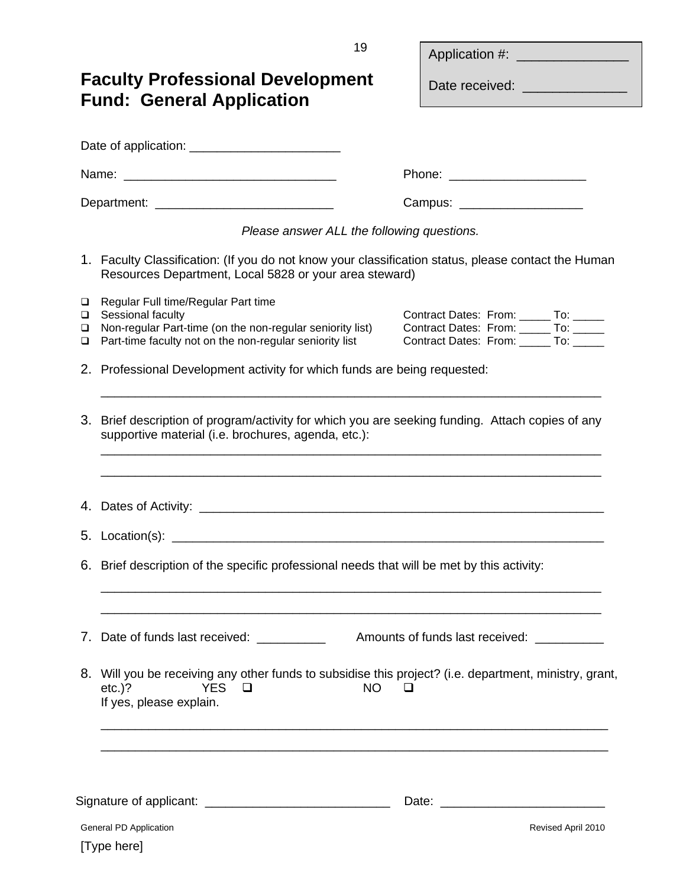Application #: _______________

Date received: ______________

# Faculty Professional Development Fund: General Application

Date of application: ______________________

Name: _______________________________ Phone: ____________________

Department: __________________________ Campus: __________________

*Please answer ALL the following questions.*

1. Faculty Classification: (If you do not know your classification status, please contact the Human Resources Department, Local 5828 or your area steward)

- ❑ Regular Full time/Regular Part time
- ❑ Sessional faculty Contract Dates: From: _____ To: _____
- ❑ Non-regular Part-time (on the non-regular seniority list) Contract Dates: From: _____ To: _____
- ❑ Part-time faculty not on the non-regular seniority list Contract Dates: From: _____ To: _____

2. Professional Development activity for which funds are being requested:

   ___________________________________________________________________________

3. Brief description of program/activity for which you are seeking funding. Attach copies of any supportive material (i.e. brochures, agenda, etc.):

   ___________________________________________________________________________

   ___________________________________________________________________________

4. Dates of Activity: _____________________________________________________________

5. Location(s): _________________________________________________________________

6. Brief description of the specific professional needs that will be met by this activity:

   ___________________________________________________________________________

   ___________________________________________________________________________

7. Date of funds last received: __________ Amounts of funds last received: __________

8. Will you be receiving any other funds to subsidise this project? (i.e. department, ministry, grant, etc.)? YES ❑ NO ❑
   If yes, please explain.

   ___________________________________________________________________________

   ___________________________________________________________________________

Signature of applicant: ___________________________ Date: ________________________

General PD Application Revised April 2010

[Type here]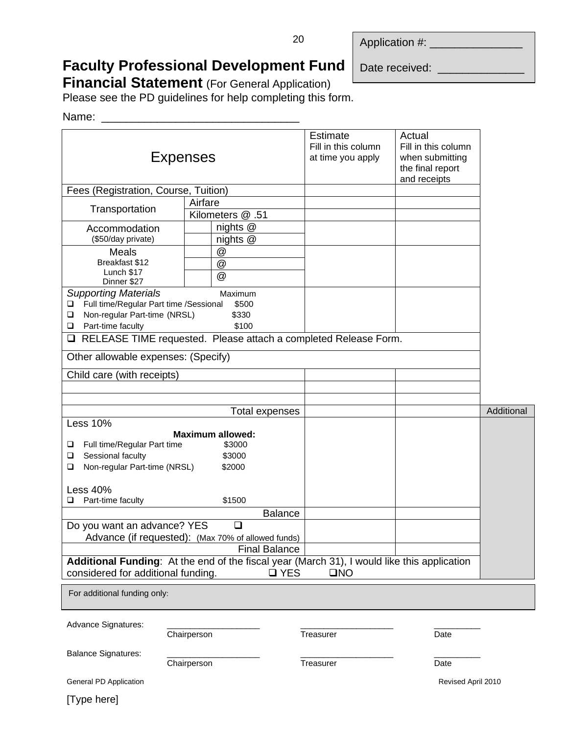Application #: _______________

Date received: ______________

# Faculty Professional Development Fund Financial Statement (For General Application)

Please see the PD guidelines for help completing this form.

Name: ________________________________

| Expenses | | | Estimate Fill in this column at time you apply | Actual Fill in this column when submitting the final report and receipts | |
|---|---|---|---|---|---|
| Fees (Registration, Course, Tuition) | | | | | |
| Transportation | Airfare | | | | |
| | Kilometers @ .51 | | | | |
| Accommodation ($50/day private) | | nights @ | | | |
| | | nights @ | | | |
| Meals Breakfast $12 Lunch $17 Dinner $27 | | @ | | | |
| | | @ | | | |
| | | @ | | | |
| *Supporting Materials* Maximum ❑ Full time/Regular Part time /Sessional $500 ❑ Non-regular Part-time (NRSL) $330 ❑ Part-time faculty $100 | | | | | |
| ❑ RELEASE TIME requested. Please attach a completed Release Form. | | | | | |
| Other allowable expenses: (Specify) | | | | | |
| Child care (with receipts) | | | | | |
| | | | | | |
| | | | | | |
| Total expenses | | | | | Additional |
| Less 10% **Maximum allowed:** ❑ Full time/Regular Part time $3000 ❑ Sessional faculty $3000 ❑ Non-regular Part-time (NRSL) $2000 Less 40% ❑ Part-time faculty $1500 | | | | | |
| Balance | | | | | |
| Do you want an advance? YES ❑ Advance (if requested): (Max 70% of allowed funds) | | | | | |
| Final Balance | | | | | |
| **Additional Funding**: At the end of the fiscal year (March 31), I would like this application considered for additional funding. ❑ YES ❑NO | | | | | |

For additional funding only:

Advance Signatures: ___________________ Chairperson ___________________ Treasurer __________ Date

Balance Signatures: ___________________ Chairperson ___________________ Treasurer __________ Date

General PD Application — Revised April 2010

[Type here]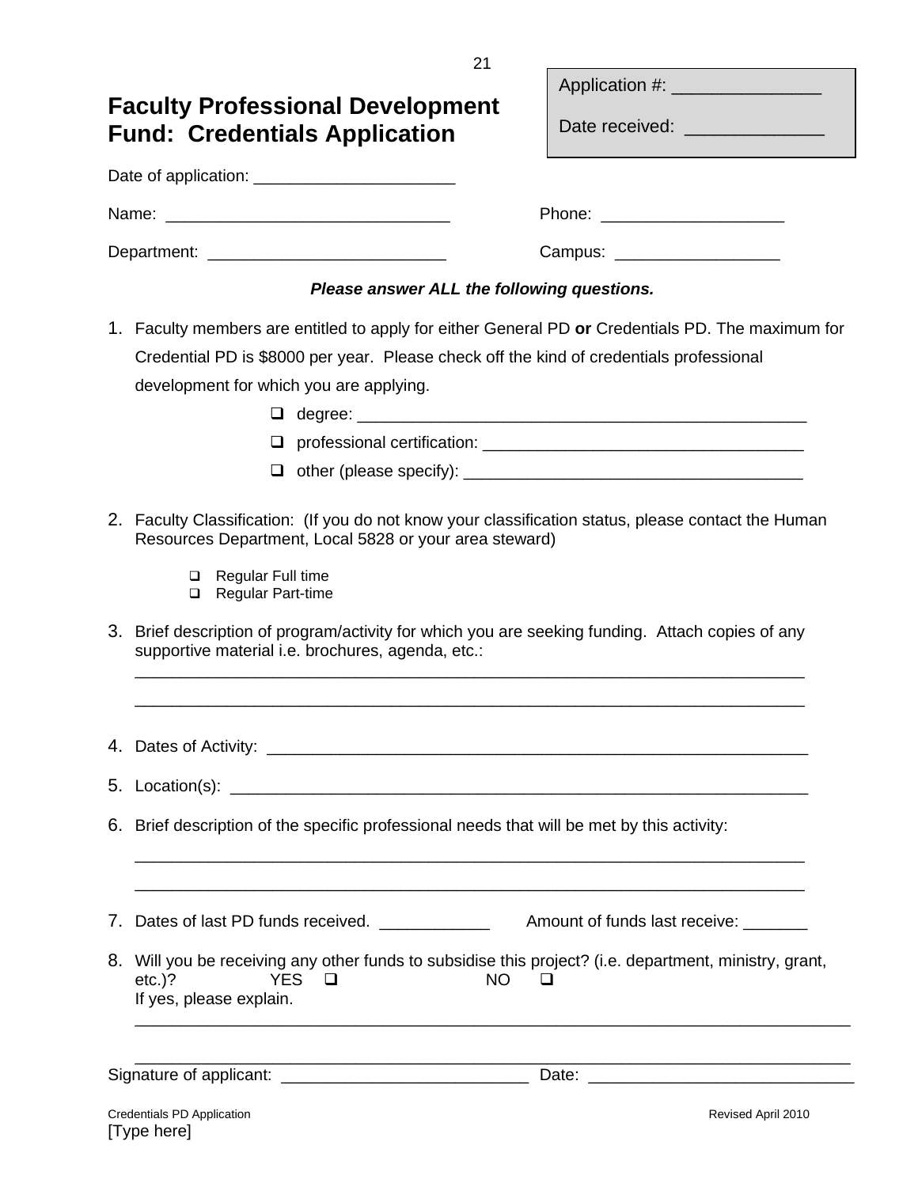# Faculty Professional Development Fund: Credentials Application

Application #: _______________

Date received: ______________

Date of application: ______________________

Name: ______________________________ Phone: ____________________

Department: __________________________ Campus: __________________

***Please answer ALL the following questions.***

1. Faculty members are entitled to apply for either General PD **or** Credentials PD. The maximum for Credential PD is $8000 per year. Please check off the kind of credentials professional development for which you are applying.
   - ❑ degree: ____________________________________________________
   - ❑ professional certification: ___________________________________
   - ❑ other (please specify): _____________________________________

2. Faculty Classification: (If you do not know your classification status, please contact the Human Resources Department, Local 5828 or your area steward)
   - ❑ Regular Full time
   - ❑ Regular Part-time

3. Brief description of program/activity for which you are seeking funding. Attach copies of any supportive material i.e. brochures, agenda, etc.:

   ___________________________________________________________________________

   ___________________________________________________________________________

4. Dates of Activity: _____________________________________________________________

5. Location(s): _________________________________________________________________

6. Brief description of the specific professional needs that will be met by this activity:

   ___________________________________________________________________________

   ___________________________________________________________________________

7. Dates of last PD funds received. ____________ Amount of funds last receive: _______

8. Will you be receiving any other funds to subsidise this project? (i.e. department, ministry, grant, etc.)? YES ❑ NO ❑
   If yes, please explain.

   ___________________________________________________________________________

   ___________________________________________________________________________

Signature of applicant: ___________________________ Date: _____________________________

Credentials PD Application Revised April 2010

[Type here]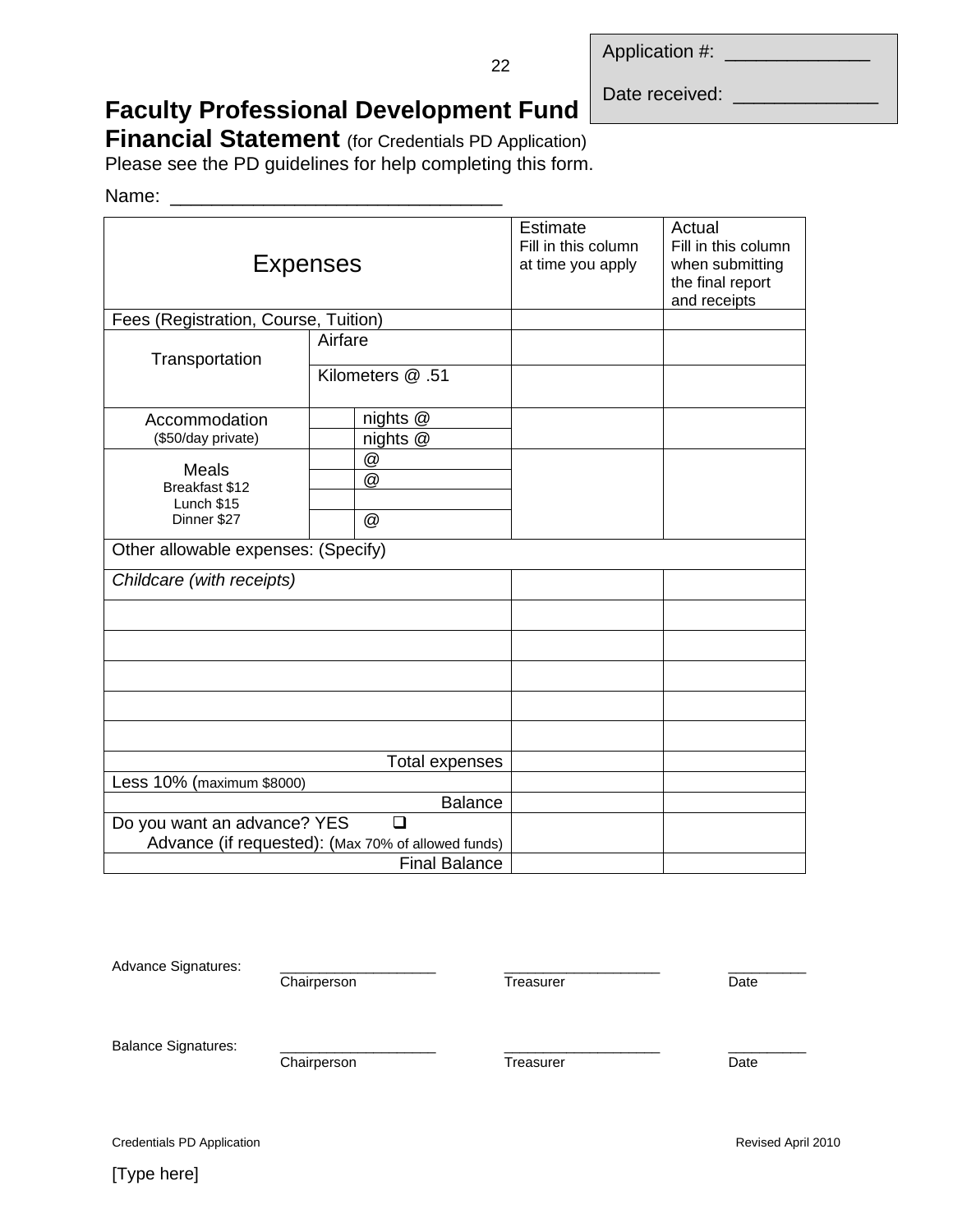Application #: _____________

Date received: _____________

# Faculty Professional Development Fund

## Financial Statement (for Credentials PD Application)

Please see the PD guidelines for help completing this form.

Name: _______________________________

| Expenses | | | Estimate<br>Fill in this column at time you apply | Actual<br>Fill in this column when submitting the final report and receipts |
|---|---|---|---|---|
| Fees (Registration, Course, Tuition) | | | | |
| Transportation | Airfare | | | |
| | Kilometers @ .51 | | | |
| Accommodation<br>($50/day private) | | nights @ | | |
| | | nights @ | | |
| Meals<br>Breakfast $12<br>Lunch $15<br>Dinner $27 | | @ | | |
| | | @ | | |
| | | | | |
| | | @ | | |
| Other allowable expenses: (Specify) | | | | |
| *Childcare (with receipts)* | | | | |
| | | | | |
| | | | | |
| | | | | |
| | | | | |
| | | | | |
| Total expenses | | | | |
| Less 10% (maximum $8000) | | | | |
| Balance | | | | |
| Do you want an advance? YES ❑<br>Advance (if requested): (Max 70% of allowed funds) | | | | |
| Final Balance | | | | |

Advance Signatures: ___________________ Chairperson ___________________ Treasurer __________ Date

Balance Signatures: ___________________ Chairperson ___________________ Treasurer __________ Date

Credentials PD Application — Revised April 2010

[Type here]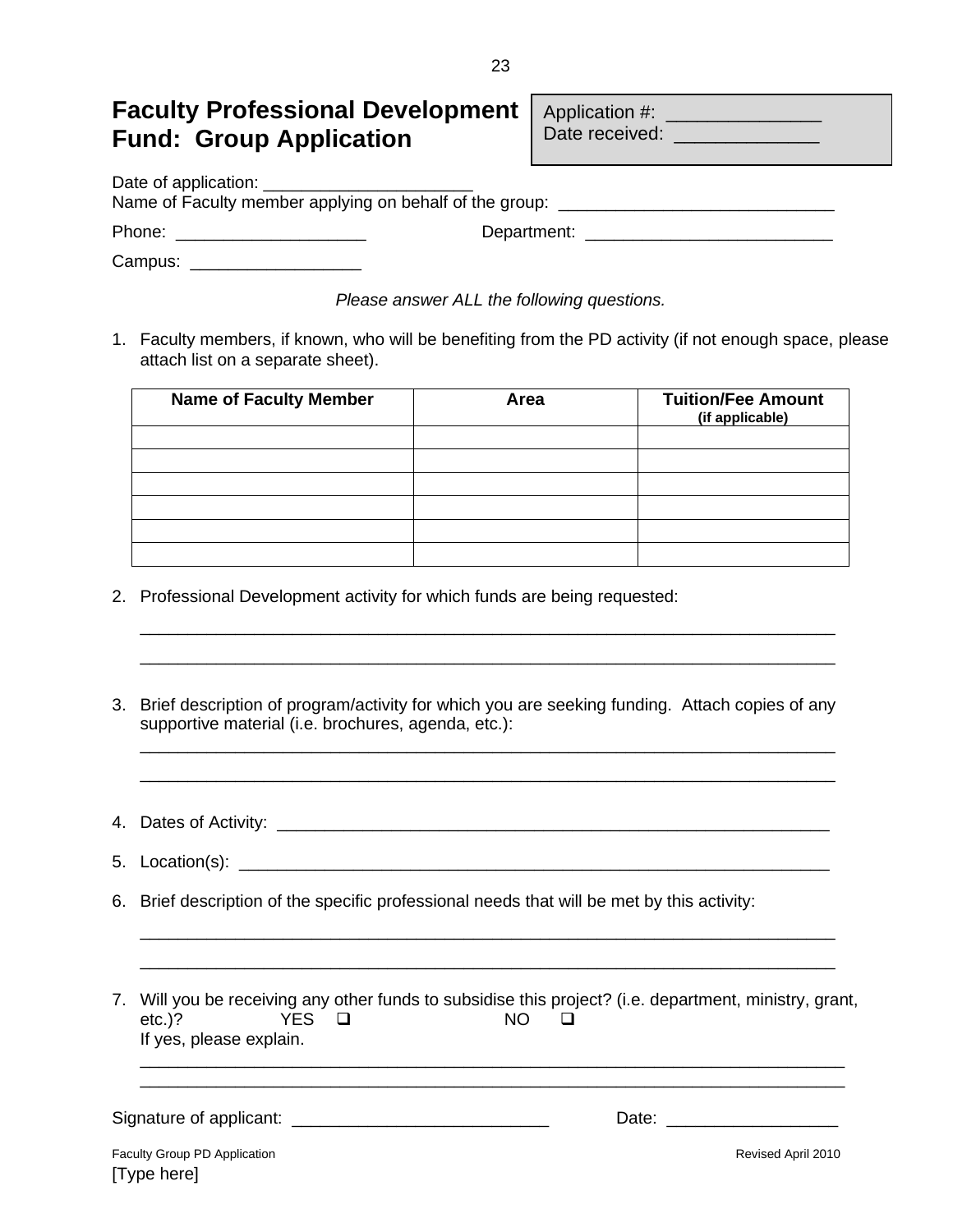# Faculty Professional Development Fund: Group Application

Application #: _______________
Date received: ______________

Date of application: ______________________
Name of Faculty member applying on behalf of the group: _____________________________

Phone: ____________________ Department: __________________________

Campus: __________________

*Please answer ALL the following questions.*

1. Faculty members, if known, who will be benefiting from the PD activity (if not enough space, please attach list on a separate sheet).

| Name of Faculty Member | Area | Tuition/Fee Amount (if applicable) |
|---|---|---|
| | | |
| | | |
| | | |
| | | |
| | | |
| | | |

2. Professional Development activity for which funds are being requested:

 ___________________________________________________________________________

 ___________________________________________________________________________

3. Brief description of program/activity for which you are seeking funding. Attach copies of any supportive material (i.e. brochures, agenda, etc.):

 ___________________________________________________________________________

 ___________________________________________________________________________

4. Dates of Activity: ____________________________________________________________

5. Location(s): ________________________________________________________________

6. Brief description of the specific professional needs that will be met by this activity:

 ___________________________________________________________________________

 ___________________________________________________________________________

7. Will you be receiving any other funds to subsidise this project? (i.e. department, ministry, grant, etc.)? YES ❑ NO ❑
 If yes, please explain.

 ___________________________________________________________________________

 ___________________________________________________________________________

Signature of applicant: ___________________________ Date: __________________

Faculty Group PD Application Revised April 2010
[Type here]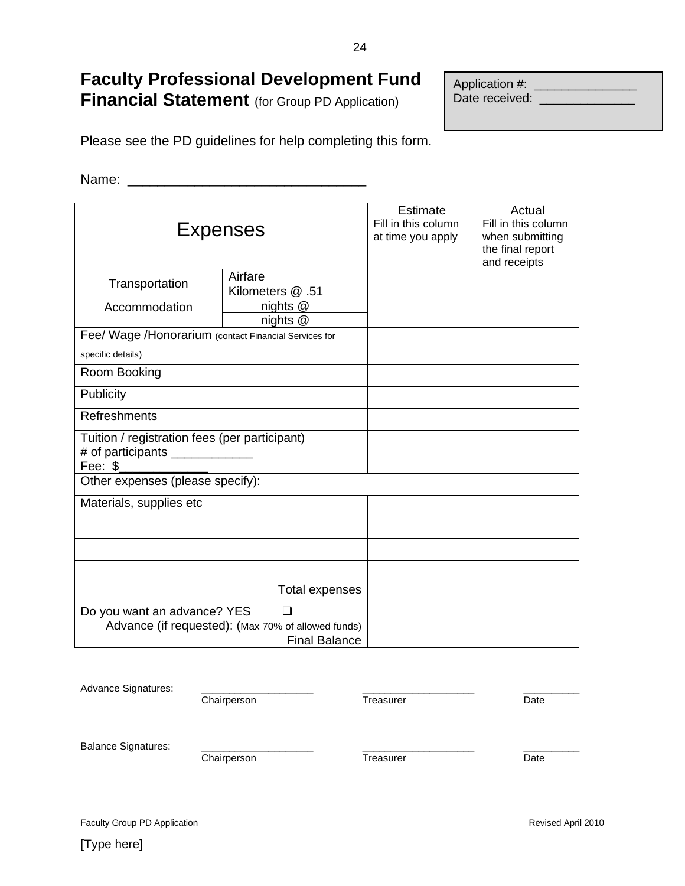# Faculty Professional Development Fund Financial Statement (for Group PD Application)

Application #: _______________
Date received: ______________

Please see the PD guidelines for help completing this form.

Name: ________________________________

| Expenses | | | Estimate<br>Fill in this column at time you apply | Actual<br>Fill in this column when submitting the final report and receipts |
|---|---|---|---|---|
| Transportation | Airfare | | | |
| | Kilometers @ .51 | | | |
| Accommodation | | nights @ | | |
| | | nights @ | | |
| Fee/ Wage /Honorarium (contact Financial Services for specific details) | | | | |
| Room Booking | | | | |
| Publicity | | | | |
| Refreshments | | | | |
| Tuition / registration fees (per participant)<br># of participants ____________<br>Fee: $_____________ | | | | |
| Other expenses (please specify): | | | | |
| Materials, supplies etc | | | | |
| | | | | |
| | | | | |
| | | | | |
| Total expenses | | | | |
| Do you want an advance? YES ❑<br>Advance (if requested): (Max 70% of allowed funds) | | | | |
| Final Balance | | | | |

Advance Signatures: ___________________ Chairperson ___________________ Treasurer __________ Date

Balance Signatures: ___________________ Chairperson ___________________ Treasurer __________ Date

Faculty Group PD Application — Revised April 2010

[Type here]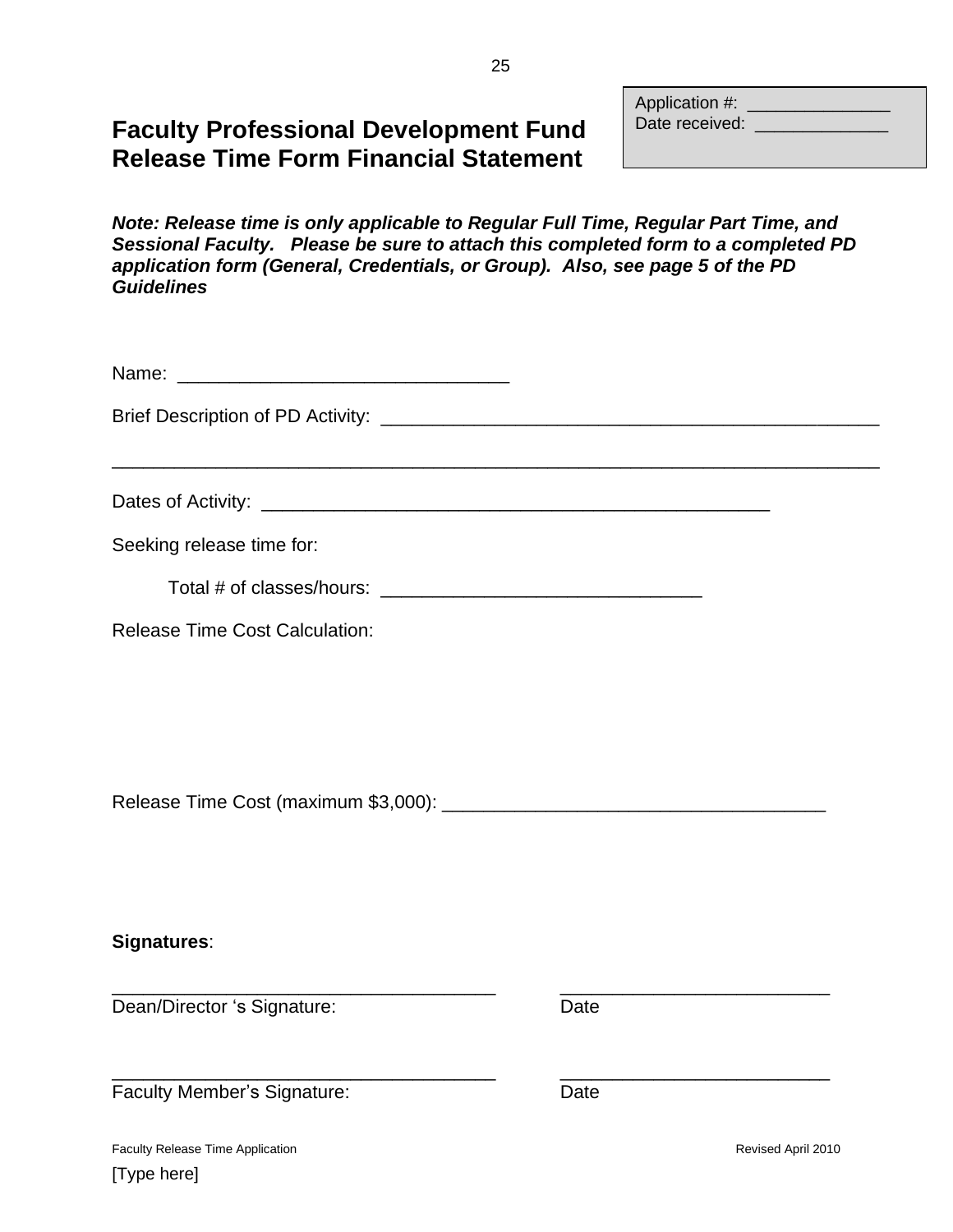Application #: _______________
Date received: ______________

# Faculty Professional Development Fund Release Time Form Financial Statement

***Note: Release time is only applicable to Regular Full Time, Regular Part Time, and Sessional Faculty. Please be sure to attach this completed form to a completed PD application form (General, Credentials, or Group). Also, see page 5 of the PD Guidelines***

Name: ________________________________

Brief Description of PD Activity: _________________________________________________

___________________________________________________________________________

Dates of Activity: _________________________________________________

Seeking release time for:

Total # of classes/hours: _______________________________

Release Time Cost Calculation:

Release Time Cost (maximum $3,000): _____________________________________

**Signatures**:

_____________________________________ __________________________
Dean/Director 's Signature: Date

_____________________________________ __________________________
Faculty Member's Signature: Date

Faculty Release Time Application Revised April 2010

[Type here]